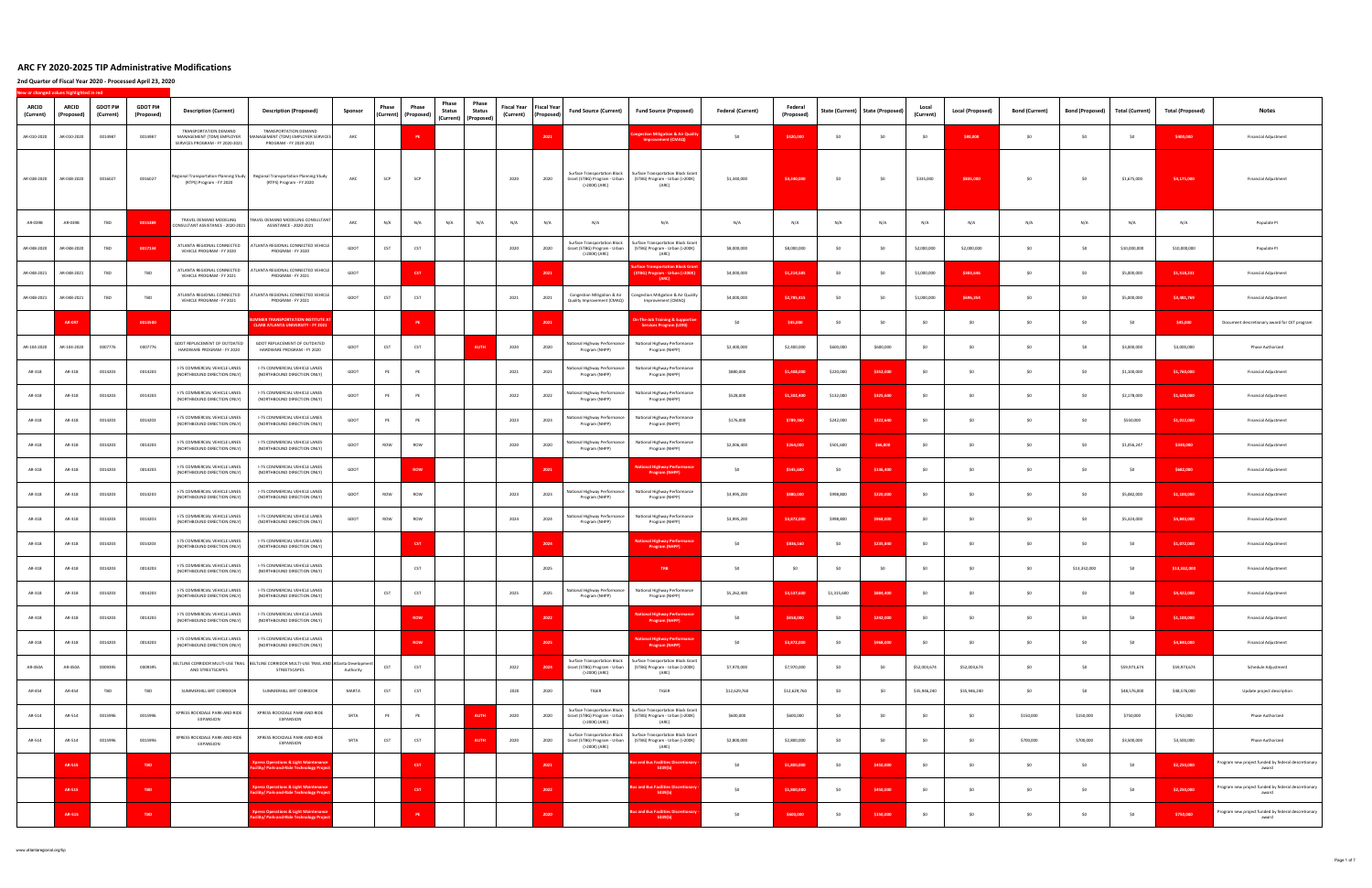# ARC FY 2020-2025 TIP Administrative Modifications

## 2nd Quarter of Fiscal Year 2020 - Processed April 23, 2020

New or changed values highlighted in red

| ARCID (Current) | ARCID (Proposed) | GDOT PI# (Current) | GDOT PI# (Proposed) | Description (Current) | Description (Proposed) | Sponsor | Phase (Current) | Phase (Proposed) | Phase Status (Current) | Phase Status (Proposed) | Fiscal Year (Current) | Fiscal Year (Proposed) | Fund Source (Current) | Fund Source (Proposed) | Federal (Current) | Federal (Proposed) | State (Current) | State (Proposed) | Local (Current) | Local (Proposed) | Bond (Current) | Bond (Proposed) | Total (Current) | Total (Proposed) | Notes |
|---|---|---|---|---|---|---|---|---|---|---|---|---|---|---|---|---|---|---|---|---|---|---|---|---|---|
| AR-010-2020 | AR-010-2020 | 0014987 | 0014987 | TRANSPORTATION DEMAND MANAGEMENT (TDM) EMPLOYER SERVICES PROGRAM - FY 2020-2021 | TRANSPORTATION DEMAND MANAGEMENT (TDM) EMPLOYER SERVICES PROGRAM - FY 2020-2021 | ARC | | PE | | | | 2021 | | Congestion Mitigation & Air Quality Improvement (CMAQ) | $0 | $320,000 | $0 | $0 | $0 | $80,000 | $0 | $0 | $0 | $400,000 | Financial Adjustment |
| AR-038-2020 | AR-038-2020 | 0016027 | 0016027 | Regional Transportation Planning Study (RTPS) Program - FY 2020 | Regional Transportation Planning Study (RTPS) Program - FY 2020 | ARC | SCP | SCP | | | 2020 | 2020 | Surface Transportation Block Grant (STBG) Program - Urban (>200K) (ARC) | Surface Transportation Block Grant (STBG) Program - Urban (>200K) (ARC) | $1,340,000 | $3,340,000 | $0 | $0 | $335,000 | $835,000 | $0 | $0 | $1,675,000 | $4,175,000 | Financial Adjustment |
| AR-039B | AR-039B | TBD | 0015889 | TRAVEL DEMAND MODELING CONSULTANT ASSISTANCE - 2020-2021 | TRAVEL DEMAND MODELING CONSULTANT ASSISTANCE - 2020-2021 | ARC | N/A | N/A | N/A | N/A | N/A | N/A | N/A | N/A | N/A | N/A | N/A | N/A | N/A | N/A | N/A | N/A | N/A | N/A | Populate PI |
| AR-068-2020 | AR-068-2020 | TBD | 0017134 | ATLANTA REGIONAL CONNECTED VEHICLE PROGRAM - FY 2020 | ATLANTA REGIONAL CONNECTED VEHICLE PROGRAM - FY 2020 | GDOT | CST | CST | | | 2020 | 2020 | Surface Transportation Block Grant (STBG) Program - Urban (>200K) (ARC) | Surface Transportation Block Grant (STBG) Program - Urban (>200K) (ARC) | $8,000,000 | $8,000,000 | $0 | $0 | $2,000,000 | $2,000,000 | $0 | $0 | $10,000,000 | $10,000,000 | Populate PI |
| AR-068-2021 | AR-068-2021 | TBD | TBD | ATLANTA REGIONAL CONNECTED VEHICLE PROGRAM - FY 2021 | ATLANTA REGIONAL CONNECTED VEHICLE PROGRAM - FY 2021 | GDOT | | CST | | | | 2021 | | Surface Transportation Block Grant (STBG) Program - Urban (>200K) (ARC) | $4,000,000 | $1,214,585 | $0 | $0 | $1,000,000 | $303,646 | $0 | $0 | $5,000,000 | $1,518,231 | Financial Adjustment |
| AR-068-2021 | AR-068-2021 | TBD | TBD | ATLANTA REGIONAL CONNECTED VEHICLE PROGRAM - FY 2021 | ATLANTA REGIONAL CONNECTED VEHICLE PROGRAM - FY 2021 | GDOT | CST | CST | | | 2021 | 2021 | Congestion Mitigation & Air Quality Improvement (CMAQ) | Congestion Mitigation & Air Quality Improvement (CMAQ) | $4,000,000 | $2,785,415 | $0 | $0 | $1,000,000 | $696,354 | $0 | $0 | $5,000,000 | $3,481,769 | Financial Adjustment |
| | AR-OJT | | 0015680 | | SUMMER TRANSPORTATION INSTITUTE AT CLARK ATLANTA UNIVERSITY - FY 2021 | | | PE | | | | 2021 | | On-The-Job Training & Supportive Services Program (OJ90) | $0 | $45,000 | $0 | $0 | $0 | $0 | $0 | $0 | $0 | $45,000 | Document descretionary award for OJT program |
| AR-104-2020 | AR-104-2020 | 0007776 | 0007776 | GDOT REPLACEMENT OF OUTDATED HARDWARE PROGRAM - FY 2020 | GDOT REPLACEMENT OF OUTDATED HARDWARE PROGRAM - FY 2020 | GDOT | CST | CST | | AUTH | 2020 | 2020 | National Highway Performance Program (NHPP) | National Highway Performance Program (NHPP) | $2,400,000 | $2,400,000 | $600,000 | $600,000 | $0 | $0 | $0 | $0 | $3,000,000 | $3,000,000 | Phase Authorized |
| AR-318 | AR-318 | 0014203 | 0014203 | I-75 COMMERCIAL VEHICLE LANES (NORTHBOUND DIRECTION ONLY) | I-75 COMMERCIAL VEHICLE LANES (NORTHBOUND DIRECTION ONLY) | GDOT | PE | PE | | | 2021 | 2021 | National Highway Performance Program (NHPP) | National Highway Performance Program (NHPP) | $880,000 | $1,408,000 | $220,000 | $352,000 | $0 | $0 | $0 | $0 | $1,100,000 | $1,760,000 | Financial Adjustment |
| AR-318 | AR-318 | 0014203 | 0014203 | I-75 COMMERCIAL VEHICLE LANES (NORTHBOUND DIRECTION ONLY) | I-75 COMMERCIAL VEHICLE LANES (NORTHBOUND DIRECTION ONLY) | GDOT | PE | PE | | | 2022 | 2022 | National Highway Performance Program (NHPP) | National Highway Performance Program (NHPP) | $528,000 | $1,302,400 | $132,000 | $325,600 | $0 | $0 | $0 | $0 | $2,178,000 | $1,628,000 | Financial Adjustment |
| AR-318 | AR-318 | 0014203 | 0014203 | I-75 COMMERCIAL VEHICLE LANES (NORTHBOUND DIRECTION ONLY) | I-75 COMMERCIAL VEHICLE LANES (NORTHBOUND DIRECTION ONLY) | GDOT | PE | PE | | | 2023 | 2023 | National Highway Performance Program (NHPP) | National Highway Performance Program (NHPP) | $176,000 | $789,360 | $242,000 | $222,640 | $0 | $0 | $0 | $0 | $550,000 | $1,012,000 | Financial Adjustment |
| AR-318 | AR-318 | 0014203 | 0014203 | I-75 COMMERCIAL VEHICLE LANES (NORTHBOUND DIRECTION ONLY) | I-75 COMMERCIAL VEHICLE LANES (NORTHBOUND DIRECTION ONLY) | GDOT | ROW | ROW | | | 2020 | 2020 | National Highway Performance Program (NHPP) | National Highway Performance Program (NHPP) | $2,006,000 | $264,000 | $505,600 | $66,000 | $0 | $0 | $0 | $0 | $1,056,247 | $330,000 | Financial Adjustment |
| AR-318 | AR-318 | 0014203 | 0014203 | I-75 COMMERCIAL VEHICLE LANES (NORTHBOUND DIRECTION ONLY) | I-75 COMMERCIAL VEHICLE LANES (NORTHBOUND DIRECTION ONLY) | GDOT | | ROW | | | | 2021 | | National Highway Performance Program (NHPP) | $0 | $545,600 | $0 | $136,400 | $0 | $0 | $0 | $0 | $0 | $682,000 | Financial Adjustment |
| AR-318 | AR-318 | 0014203 | 0014203 | I-75 COMMERCIAL VEHICLE LANES (NORTHBOUND DIRECTION ONLY) | I-75 COMMERCIAL VEHICLE LANES (NORTHBOUND DIRECTION ONLY) | GDOT | ROW | ROW | | | 2023 | 2023 | National Highway Performance Program (NHPP) | National Highway Performance Program (NHPP) | $3,995,200 | $880,000 | $998,800 | $220,000 | $0 | $0 | $0 | $0 | $5,092,000 | $1,100,000 | Financial Adjustment |
| AR-318 | AR-318 | 0014203 | 0014203 | I-75 COMMERCIAL VEHICLE LANES (NORTHBOUND DIRECTION ONLY) | I-75 COMMERCIAL VEHICLE LANES (NORTHBOUND DIRECTION ONLY) | GDOT | ROW | ROW | | | 2024 | 2024 | National Highway Performance Program (NHPP) | National Highway Performance Program (NHPP) | $3,995,200 | $3,872,000 | $998,800 | $968,000 | $0 | $0 | $0 | $0 | $5,324,000 | $4,840,000 | Financial Adjustment |
| AR-318 | AR-318 | 0014203 | 0014203 | I-75 COMMERCIAL VEHICLE LANES (NORTHBOUND DIRECTION ONLY) | I-75 COMMERCIAL VEHICLE LANES (NORTHBOUND DIRECTION ONLY) | | | CST | | | | 2024 | | National Highway Performance Program (NHPP) | $0 | $936,160 | $0 | $235,800 | $0 | $0 | $0 | $0 | $0 | $1,172,000 | Financial Adjustment |
| AR-318 | AR-318 | 0014203 | 0014203 | I-75 COMMERCIAL VEHICLE LANES (NORTHBOUND DIRECTION ONLY) | I-75 COMMERCIAL VEHICLE LANES (NORTHBOUND DIRECTION ONLY) | | | CST | | | | 2025 | | TBB | $0 | $0 | $0 | $0 | $0 | $0 | $0 | $13,332,000 | $0 | $13,332,000 | Financial Adjustment |
| AR-318 | AR-318 | 0014203 | 0014203 | I-75 COMMERCIAL VEHICLE LANES (NORTHBOUND DIRECTION ONLY) | I-75 COMMERCIAL VEHICLE LANES (NORTHBOUND DIRECTION ONLY) | | CST | CST | | | 2025 | 2025 | National Highway Performance Program (NHPP) | National Highway Performance Program (NHPP) | $5,262,400 | $3,537,600 | $1,315,600 | $884,400 | $0 | $0 | $0 | $0 | $0 | $4,422,000 | Financial Adjustment |
| AR-318 | AR-318 | 0014203 | 0014203 | I-75 COMMERCIAL VEHICLE LANES (NORTHBOUND DIRECTION ONLY) | I-75 COMMERCIAL VEHICLE LANES (NORTHBOUND DIRECTION ONLY) | | | ROW | | | | 2022 | | National Highway Performance Program (NHPP) | $0 | $968,000 | $0 | $242,000 | $0 | $0 | $0 | $0 | $0 | $1,100,000 | Financial Adjustment |
| AR-318 | AR-318 | 0014203 | 0014203 | I-75 COMMERCIAL VEHICLE LANES (NORTHBOUND DIRECTION ONLY) | I-75 COMMERCIAL VEHICLE LANES (NORTHBOUND DIRECTION ONLY) | | | ROW | | | | 2025 | | National Highway Performance Program (NHPP) | $0 | $3,872,000 | $0 | $968,000 | $0 | $0 | $0 | $0 | $0 | $4,840,000 | Financial Adjustment |
| AR-450A | AR-450A | 0009395 | 0009395 | BELTLINE CORRIDOR MULTI-USE TRAIL AND STREETSCAPES | BELTLINE CORRIDOR MULTI-USE TRAIL AND STREETSCAPES | Atlanta Development Authority | CST | CST | | | 2022 | 2024 | Surface Transportation Block Grant (STBG) Program - Urban (>200K) (ARC) | Surface Transportation Block Grant (STBG) Program - Urban (>200K) (ARC) | $7,970,000 | $7,970,000 | $0 | $0 | $52,003,674 | $52,003,674 | $0 | $0 | $59,973,674 | $59,973,674 | Schedule Adjustment |
| AR-454 | AR-454 | TBD | TBD | SUMMERHILL BRT CORRIDOR | SUMMERHILL BRT CORRIDOR | MARTA | CST | CST | | | 2020 | 2020 | TIGER | TIGER | $12,629,760 | $12,629,760 | $0 | $0 | $35,946,240 | $35,946,240 | $0 | $0 | $48,576,000 | $48,576,000 | Update project description |
| AR-514 | AR-514 | 0015996 | 0015996 | XPRESS ROCKDALE PARK-AND-RIDE EXPANSION | XPRESS ROCKDALE PARK-AND-RIDE EXPANSION | SRTA | PE | PE | | AUTH | 2020 | 2020 | Surface Transportation Block Grant (STBG) Program - Urban (>200K) (ARC) | Surface Transportation Block Grant (STBG) Program - Urban (>200K) (ARC) | $600,000 | $600,000 | $0 | $0 | $0 | $0 | $150,000 | $150,000 | $750,000 | $750,000 | Phase Authorized |
| AR-514 | AR-514 | 0015996 | 0015996 | XPRESS ROCKDALE PARK-AND-RIDE EXPANSION | XPRESS ROCKDALE PARK-AND-RIDE EXPANSION | SRTA | CST | CST | | AUTH | 2020 | 2020 | Surface Transportation Block Grant (STBG) Program - Urban (>200K) (ARC) | Surface Transportation Block Grant (STBG) Program - Urban (>200K) (ARC) | $2,800,000 | $2,800,000 | $0 | $0 | $0 | $0 | $700,000 | $700,000 | $3,500,000 | $3,500,000 | Phase Authorized |
| | AR-515 | | TBD | | Xpress Operations & Light Maintenance Facility/ Park-and-Ride Technology Project | | | CST | | | | 2021 | | Bus and Bus Facilities Discretionary - 5339(b) | $0 | $1,800,000 | $0 | $450,000 | $0 | $0 | $0 | $0 | $0 | $2,250,000 | Program new project funded by federal descretionary award |
| | AR-515 | | TBD | | Xpress Operations & Light Maintenance Facility/ Park-and-Ride Technology Project | | | CST | | | | 2022 | | Bus and Bus Facilities Discretionary - 5339(b) | $0 | $1,800,000 | $0 | $450,000 | $0 | $0 | $0 | $0 | $0 | $2,250,000 | Program new project funded by federal descretionary award |
| | AR-515 | | TBD | | Xpress Operations & Light Maintenance Facility/ Park-and-Ride Technology Project | | | PE | | | | 2020 | | Bus and Bus Facilities Discretionary - 5339(b) | $0 | $600,000 | $0 | $150,000 | $0 | $0 | $0 | $0 | $0 | $750,000 | Program new project funded by federal descretionary award |

www.atlantaregional.org/tip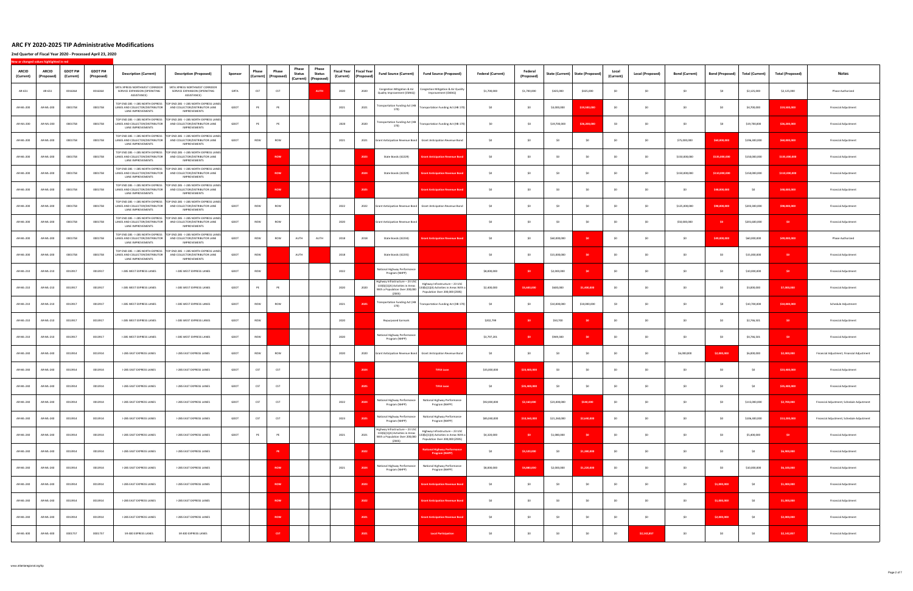# ARC FY 2020-2025 TIP Administrative Modifications

## 2nd Quarter of Fiscal Year 2020 - Processed April 23, 2020

New or changed values highlighted in red

| ARCID (Current) | ARCID (Proposed) | GDOT PI# (Current) | GDOT PI# (Proposed) | Description (Current) | Description (Proposed) | Sponsor | Phase (Current) | Phase (Proposed) | Phase Status (Current) | Phase Status (Proposed) | Fiscal Year (Current) | Fiscal Year (Proposed) | Fund Source (Current) | Fund Source (Proposed) | Federal (Current) | Federal (Proposed) | State (Current) | State (Proposed) | Local (Current) | Local (Proposed) | Bond (Current) | Bond (Proposed) | Total (Current) | Total (Proposed) | Notes |
|---|---|---|---|---|---|---|---|---|---|---|---|---|---|---|---|---|---|---|---|---|---|---|---|---|---|
| AR-651 | AR-651 | 0016464 | 0016464 | SRTA XPRESS NORTHWEST CORRIDOR SERVICE EXPANSION (OPERATING ASSISTANCE) | SRTA XPRESS NORTHWEST CORRIDOR SERVICE EXPANSION (OPERATING ASSISTANCE) | GRTA | CST | CST | | AUTH | 2020 | 2020 | Congestion Mitigation & Air Quality Improvement (CMAQ) | Congestion Mitigation & Air Quality Improvement (CMAQ) | $1,700,000 | $1,700,000 | $425,000 | $425,000 | $0 | $0 | $0 | $0 | $2,125,000 | $2,125,000 | Phase Authorized |
| AR-ML-200 | AR-ML-200 | 0001758 | 0001758 | TOP END 285 - I-285 NORTH EXPRESS LANES AND COLLECTOR/DISTRIBUTOR LANE IMPROVEMENTS | TOP END 285 - I-285 NORTH EXPRESS LANES AND COLLECTOR/DISTRIBUTOR LANE IMPROVEMENTS | GDOT | PE | PE | | | 2021 | 2021 | Transportation Funding Act (HB 170) | Transportation Funding Act (HB 170) | $0 | $0 | $3,000,000 | $19,565,000 | $0 | $0 | $0 | $0 | $4,700,000 | $19,565,000 | Financial Adjustment |
| AR-ML-200 | AR-ML-200 | 0001758 | 0001758 | TOP END 285 - I-285 NORTH EXPRESS LANES AND COLLECTOR/DISTRIBUTOR LANE IMPROVEMENTS | TOP END 285 - I-285 NORTH EXPRESS LANES AND COLLECTOR/DISTRIBUTOR LANE IMPROVEMENTS | GDOT | PE | PE | | | 2020 | 2020 | Transportation Funding Act (HB 170) | Transportation Funding Act (HB 170) | $0 | $0 | $19,700,000 | $26,200,000 | $0 | $0 | $0 | $0 | $19,700,000 | $26,200,000 | Financial Adjustment |
| AR-ML-200 | AR-ML-200 | 0001758 | 0001758 | TOP END 285 - I-285 NORTH EXPRESS LANES AND COLLECTOR/DISTRIBUTOR LANE IMPROVEMENTS | TOP END 285 - I-285 NORTH EXPRESS LANES AND COLLECTOR/DISTRIBUTOR LANE IMPROVEMENTS | GDOT | ROW | ROW | | | 2021 | 2021 | Grant Anticipation Revenue Bond | Grant Anticipation Revenue Bond | $0 | $0 | $0 | $0 | $0 | $0 | $75,000,000 | $60,000,000 | $196,300,000 | $60,000,000 | Financial Adjustment |
| AR-ML-200 | AR-ML-200 | 0001758 | 0001758 | TOP END 285 - I-285 NORTH EXPRESS LANES AND COLLECTOR/DISTRIBUTOR LANE IMPROVEMENTS | TOP END 285 - I-285 NORTH EXPRESS LANES AND COLLECTOR/DISTRIBUTOR LANE IMPROVEMENTS | | | ROW | | | | 2023 | State Bonds (X229) | Grant Anticipation Revenue Bond | $0 | $0 | $0 | $0 | $0 | $0 | $150,000,000 | $135,000,000 | $150,000,000 | $135,000,000 | Financial Adjustment |
| AR-ML-200 | AR-ML-200 | 0001758 | 0001758 | TOP END 285 - I-285 NORTH EXPRESS LANES AND COLLECTOR/DISTRIBUTOR LANE IMPROVEMENTS | TOP END 285 - I-285 NORTH EXPRESS LANES AND COLLECTOR/DISTRIBUTOR LANE IMPROVEMENTS | | | ROW | | | | 2024 | State Bonds (X229) | Grant Anticipation Revenue Bond | $0 | $0 | $0 | $0 | $0 | $0 | $150,000,000 | $110,000,000 | $150,000,000 | $110,000,000 | Financial Adjustment |
| AR-ML-200 | AR-ML-200 | 0001758 | 0001758 | TOP END 285 - I-285 NORTH EXPRESS LANES AND COLLECTOR/DISTRIBUTOR LANE IMPROVEMENTS | TOP END 285 - I-285 NORTH EXPRESS LANES AND COLLECTOR/DISTRIBUTOR LANE IMPROVEMENTS | | | ROW | | | | 2025 | | Grant Anticipation Revenue Bond | $0 | $0 | $0 | $0 | $0 | $0 | $0 | $48,000,000 | $0 | $48,000,000 | Financial Adjustment |
| AR-ML-200 | AR-ML-200 | 0001758 | 0001758 | TOP END 285 - I-285 NORTH EXPRESS LANES AND COLLECTOR/DISTRIBUTOR LANE IMPROVEMENTS | TOP END 285 - I-285 NORTH EXPRESS LANES AND COLLECTOR/DISTRIBUTOR LANE IMPROVEMENTS | GDOT | ROW | ROW | | | 2022 | 2022 | Grant Anticipation Revenue Bond | Grant Anticipation Revenue Bond | $0 | $0 | $0 | $0 | $0 | $0 | $125,000,000 | $98,000,000 | $203,300,000 | $98,000,000 | Financial Adjustment |
| AR-ML-200 | AR-ML-200 | 0001758 | 0001758 | TOP END 285 - I-285 NORTH EXPRESS LANES AND COLLECTOR/DISTRIBUTOR LANE IMPROVEMENTS | TOP END 285 - I-285 NORTH EXPRESS LANES AND COLLECTOR/DISTRIBUTOR LANE IMPROVEMENTS | GDOT | ROW | ROW | | | 2020 | | Grant Anticipation Revenue Bond | | $0 | $0 | $0 | $0 | $0 | $0 | $50,000,000 | $0 | $203,600,000 | $0 | Financial Adjustment |
| AR-ML-200 | AR-ML-200 | 0001758 | 0001758 | TOP END 285 - I-285 NORTH EXPRESS LANES AND COLLECTOR/DISTRIBUTOR LANE IMPROVEMENTS | TOP END 285 - I-285 NORTH EXPRESS LANES AND COLLECTOR/DISTRIBUTOR LANE IMPROVEMENTS | GDOT | ROW | ROW | AUTH | AUTH | 2018 | 2018 | State Bonds (X234) | Grant Anticipation Revenue Bond | $0 | $0 | $60,000,000 | $0 | $0 | $0 | $0 | $49,000,000 | $60,000,000 | $49,000,000 | Phase Authorized |
| AR-ML-200 | AR-ML-200 | 0001758 | 0001758 | TOP END 285 - I-285 NORTH EXPRESS LANES AND COLLECTOR/DISTRIBUTOR LANE IMPROVEMENTS | TOP END 285 - I-285 NORTH EXPRESS LANES AND COLLECTOR/DISTRIBUTOR LANE IMPROVEMENTS | GDOT | ROW | | AUTH | | 2018 | | State Bonds (X235) | | $0 | $0 | $15,000,000 | $0 | $0 | $0 | $0 | $0 | $15,000,000 | $0 | Financial Adjustment |
| AR-ML-210 | AR-ML-210 | 0013917 | 0013917 | I-285 WEST EXPRESS LANES | I-285 WEST EXPRESS LANES | GDOT | ROW | | | | 2022 | | National Highway Performance Program (NHPP) | | $8,000,000 | $0 | $2,000,000 | $0 | $0 | $0 | $0 | $0 | $10,000,000 | $0 | Financial Adjustment |
| AR-ML-210 | AR-ML-210 | 0013917 | 0013917 | I-285 WEST EXPRESS LANES | I-285 WEST EXPRESS LANES | GDOT | PE | PE | | | 2020 | 2020 | Highway Infrastructure – 23 USC 133(b)(1)(A) Activities in Areas With a Population Over 200,000 (Z005) | Highway Infrastructure – 23 USC 133(b)(1)(A) Activities in Areas With a Population Over 200,000 (Z005) | $2,400,000 | $5,600,000 | $600,000 | $1,400,000 | $0 | $0 | $0 | $0 | $3,000,000 | $7,000,000 | Financial Adjustment |
| AR-ML-210 | AR-ML-210 | 0013917 | 0013917 | I-285 WEST EXPRESS LANES | I-285 WEST EXPRESS LANES | GDOT | ROW | ROW | | | 2021 | 2025 | Transportation Funding Act (HB 170) | Transportation Funding Act (HB 170) | $0 | $0 | $10,099,000 | $10,000,000 | $0 | $0 | $0 | $0 | $10,700,000 | $10,000,000 | Schedule Adjustment |
| AR-ML-210 | AR-ML-210 | 0013917 | 0013917 | I-285 WEST EXPRESS LANES | I-285 WEST EXPRESS LANES | GDOT | ROW | | | | 2020 | | Repurposed Earmark | | $202,796 | $0 | $50,700 | $0 | $0 | $0 | $0 | $0 | $2,746,501 | $0 | Financial Adjustment |
| AR-ML-210 | AR-ML-210 | 0013917 | 0013917 | I-285 WEST EXPRESS LANES | I-285 WEST EXPRESS LANES | GDOT | ROW | | | | 2020 | | National Highway Performance Program (NHPP) | | $3,797,201 | $0 | $949,300 | $0 | $0 | $0 | $0 | $0 | $4,746,501 | $0 | Financial Adjustment |
| AR-ML-240 | AR-ML-240 | 0013914 | 0013914 | I-285 EAST EXPRESS LANES | I-285 EAST EXPRESS LANES | GDOT | ROW | ROW | | | 2020 | 2020 | Grant Anticipation Revenue Bond | Grant Anticipation Revenue Bond | $0 | $0 | $0 | $0 | $0 | $0 | $6,000,000 | $2,000,000 | $6,000,000 | $2,000,000 | Financial Adjustment; Financial Adjustment |
| AR-ML-240 | AR-ML-240 | 0013914 | 0013914 | I-285 EAST EXPRESS LANES | I-285 EAST EXPRESS LANES | GDOT | CST | CST | | | | 2024 | | TIFIA Loan | $35,000,000 | $28,000,000 | $0 | $0 | $0 | $0 | $0 | $0 | $0 | $28,000,000 | Financial Adjustment |
| AR-ML-240 | AR-ML-240 | 0013914 | 0013914 | I-285 EAST EXPRESS LANES | I-285 EAST EXPRESS LANES | GDOT | CST | CST | | | | 2025 | | TIFIA Loan | $0 | $35,000,000 | $0 | $0 | $0 | $0 | $0 | $0 | $0 | $35,000,000 | Financial Adjustment |
| AR-ML-240 | AR-ML-240 | 0013914 | 0013914 | I-285 EAST EXPRESS LANES | I-285 EAST EXPRESS LANES | GDOT | CST | CST | | | 2022 | 2024 | National Highway Performance Program (NHPP) | National Highway Performance Program (NHPP) | $92,000,000 | $2,160,000 | $23,000,000 | $540,000 | $0 | $0 | $0 | $0 | $115,000,000 | $2,700,000 | Financial Adjustment; Schedule Adjustment |
| AR-ML-240 | AR-ML-240 | 0013914 | 0013914 | I-285 EAST EXPRESS LANES | I-285 EAST EXPRESS LANES | GDOT | CST | CST | | | 2023 | 2025 | National Highway Performance Program (NHPP) | National Highway Performance Program (NHPP) | $85,040,000 | $10,560,000 | $21,260,000 | $2,640,000 | $0 | $0 | $0 | $0 | $106,300,000 | $13,200,000 | Financial Adjustment; Schedule Adjustment |
| AR-ML-240 | AR-ML-240 | 0013914 | 0013914 | I-285 EAST EXPRESS LANES | I-285 EAST EXPRESS LANES | GDOT | PE | PE | | | 2021 | 2021 | Highway Infrastructure – 23 USC 133(b)(1)(A) Activities in Areas With a Population Over 200,000 (Z005) | Highway Infrastructure – 23 USC 133(b)(1)(A) Activities in Areas With a Population Over 200,000 (Z005) | $4,320,000 | $0 | $1,080,000 | $0 | $0 | $0 | $0 | $0 | $5,400,000 | $0 | Financial Adjustment |
| AR-ML-240 | AR-ML-240 | 0013914 | 0013914 | I-285 EAST EXPRESS LANES | I-285 EAST EXPRESS LANES | | | PE | | | | 2022 | | National Highway Performance Program (NHPP) | $0 | $5,520,000 | $0 | $1,380,000 | $0 | $0 | $0 | $0 | $0 | $6,900,000 | Financial Adjustment |
| AR-ML-240 | AR-ML-240 | 0013914 | 0013914 | I-285 EAST EXPRESS LANES | I-285 EAST EXPRESS LANES | | | ROW | | | 2021 | 2024 | National Highway Performance Program (NHPP) | National Highway Performance Program (NHPP) | $8,000,000 | $4,880,000 | $2,000,000 | $1,220,000 | $0 | $0 | $0 | $0 | $10,000,000 | $6,100,000 | Financial Adjustment |
| AR-ML-240 | AR-ML-240 | 0013914 | 0013914 | I-285 EAST EXPRESS LANES | I-285 EAST EXPRESS LANES | | | ROW | | | | 2023 | | Grant Anticipation Revenue Bond | $0 | $0 | $0 | $0 | $0 | $0 | $0 | $1,000,000 | $0 | $1,000,000 | Financial Adjustment |
| AR-ML-240 | AR-ML-240 | 0013914 | 0013914 | I-285 EAST EXPRESS LANES | I-285 EAST EXPRESS LANES | | | ROW | | | | 2022 | | Grant Anticipation Revenue Bond | $0 | $0 | $0 | $0 | $0 | $0 | $0 | $1,000,000 | $0 | $1,000,000 | Financial Adjustment |
| AR-ML-240 | AR-ML-240 | 0013914 | 0013914 | I-285 EAST EXPRESS LANES | I-285 EAST EXPRESS LANES | | | ROW | | | | 2021 | | Grant Anticipation Revenue Bond | $0 | $0 | $0 | $0 | $0 | $0 | $0 | $2,000,000 | $0 | $2,000,000 | Financial Adjustment |
| AR-ML-400 | AR-ML-400 | 0001757 | 0001757 | SR 400 EXPRESS LANES | SR 400 EXPRESS LANES | | | CST | | | | 2021 | | Local Participation | $0 | $0 | $0 | $0 | $0 | $2,142,857 | $0 | $0 | $0 | $2,142,857 | Financial Adjustment |

www.atlantaregional.org/tip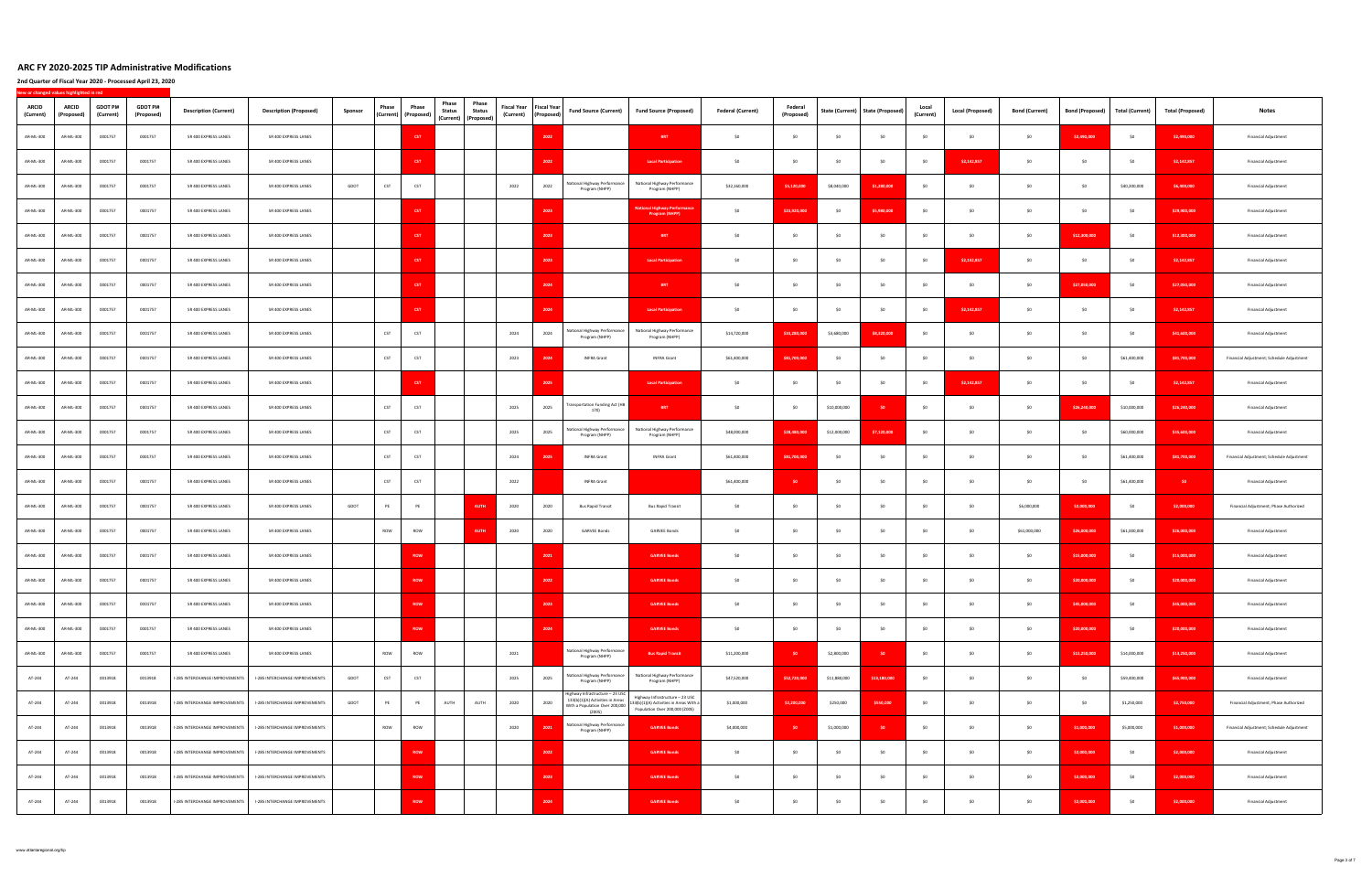# ARC FY 2020-2025 TIP Administrative Modifications

## 2nd Quarter of Fiscal Year 2020 - Processed April 23, 2020

New or changed values highlighted in red

| ARCID (Current) | ARCID (Proposed) | GDOT PI# (Current) | GDOT PI# (Proposed) | Description (Current) | Description (Proposed) | Sponsor | Phase (Current) | Phase (Proposed) | Phase Status (Current) | Phase Status (Proposed) | Fiscal Year (Current) | Fiscal Year (Proposed) | Fund Source (Current) | Fund Source (Proposed) | Federal (Current) | Federal (Proposed) | State (Current) | State (Proposed) | Local (Current) | Local (Proposed) | Bond (Current) | Bond (Proposed) | Total (Current) | Total (Proposed) | Notes |
|---|---|---|---|---|---|---|---|---|---|---|---|---|---|---|---|---|---|---|---|---|---|---|---|---|---|
| AR-ML-300 | AR-ML-300 | 0001757 | 0001757 | SR 400 EXPRESS LANES | SR 400 EXPRESS LANES | | | CST | | | | 2022 | | BRT | $0 | $0 | $0 | $0 | $0 | $0 | $0 | $2,490,000 | $0 | $2,490,000 | Financial Adjustment |
| AR-ML-300 | AR-ML-300 | 0001757 | 0001757 | SR 400 EXPRESS LANES | SR 400 EXPRESS LANES | | | CST | | | | 2022 | | Local Participation | $0 | $0 | $0 | $0 | $0 | $2,142,857 | $0 | $0 | $0 | $2,142,857 | Financial Adjustment |
| AR-ML-300 | AR-ML-300 | 0001757 | 0001757 | SR 400 EXPRESS LANES | SR 400 EXPRESS LANES | GDOT | CST | CST | | | 2022 | 2022 | National Highway Performance Program (NHPP) | National Highway Performance Program (NHPP) | $32,160,000 | $5,120,000 | $8,040,000 | $1,280,000 | $0 | $0 | $0 | $0 | $40,200,000 | $6,400,000 | Financial Adjustment |
| AR-ML-300 | AR-ML-300 | 0001757 | 0001757 | SR 400 EXPRESS LANES | SR 400 EXPRESS LANES | | | CST | | | | 2023 | | National Highway Performance Program (NHPP) | $0 | $23,920,000 | $0 | $5,980,000 | $0 | $0 | $0 | $0 | $0 | $29,900,000 | Financial Adjustment |
| AR-ML-300 | AR-ML-300 | 0001757 | 0001757 | SR 400 EXPRESS LANES | SR 400 EXPRESS LANES | | | CST | | | | 2023 | | BRT | $0 | $0 | $0 | $0 | $0 | $0 | $0 | $12,400,000 | $0 | $12,400,000 | Financial Adjustment |
| AR-ML-300 | AR-ML-300 | 0001757 | 0001757 | SR 400 EXPRESS LANES | SR 400 EXPRESS LANES | | | CST | | | | 2023 | | Local Participation | $0 | $0 | $0 | $0 | $0 | $2,142,857 | $0 | $0 | $0 | $2,142,857 | Financial Adjustment |
| AR-ML-300 | AR-ML-300 | 0001757 | 0001757 | SR 400 EXPRESS LANES | SR 400 EXPRESS LANES | | | CST | | | | 2024 | | BRT | $0 | $0 | $0 | $0 | $0 | $0 | $0 | $27,050,000 | $0 | $27,050,000 | Financial Adjustment |
| AR-ML-300 | AR-ML-300 | 0001757 | 0001757 | SR 400 EXPRESS LANES | SR 400 EXPRESS LANES | | | CST | | | | 2024 | | Local Participation | $0 | $0 | $0 | $0 | $0 | $2,142,857 | $0 | $0 | $0 | $2,142,857 | Financial Adjustment |
| AR-ML-300 | AR-ML-300 | 0001757 | 0001757 | SR 400 EXPRESS LANES | SR 400 EXPRESS LANES | | CST | CST | | | 2024 | 2024 | National Highway Performance Program (NHPP) | National Highway Performance Program (NHPP) | $14,720,000 | $33,280,000 | $3,680,000 | $8,320,000 | $0 | $0 | $0 | $0 | $41,600,000 | Financial Adjustment |
| AR-ML-300 | AR-ML-300 | 0001757 | 0001757 | SR 400 EXPRESS LANES | SR 400 EXPRESS LANES | | CST | CST | | | 2023 | 2024 | INFRA Grant | INFRA Grant | $61,400,000 | $91,700,000 | $0 | $0 | $0 | $0 | $0 | $0 | $61,400,000 | $91,700,000 | Financial Adjustment; Schedule Adjustment |
| AR-ML-300 | AR-ML-300 | 0001757 | 0001757 | SR 400 EXPRESS LANES | SR 400 EXPRESS LANES | | | CST | | | | 2025 | | Local Participation | $0 | $0 | $0 | $0 | $0 | $2,142,857 | $0 | $0 | $0 | $2,142,857 | Financial Adjustment |
| AR-ML-300 | AR-ML-300 | 0001757 | 0001757 | SR 400 EXPRESS LANES | SR 400 EXPRESS LANES | | CST | CST | | | 2025 | 2025 | Transportation Funding Act (HB 170) | BRT | $0 | $0 | $10,000,000 | $0 | $0 | $0 | $0 | $26,240,000 | $10,000,000 | $26,240,000 | Financial Adjustment |
| AR-ML-300 | AR-ML-300 | 0001757 | 0001757 | SR 400 EXPRESS LANES | SR 400 EXPRESS LANES | | CST | CST | | | 2025 | 2025 | National Highway Performance Program (NHPP) | National Highway Performance Program (NHPP) | $48,000,000 | $28,480,000 | $12,000,000 | $7,120,000 | $0 | $0 | $0 | $0 | $60,000,000 | $35,600,000 | Financial Adjustment |
| AR-ML-300 | AR-ML-300 | 0001757 | 0001757 | SR 400 EXPRESS LANES | SR 400 EXPRESS LANES | | CST | CST | | | 2024 | 2025 | INFRA Grant | INFRA Grant | $61,400,000 | $91,700,000 | $0 | $0 | $0 | $0 | $0 | $0 | $61,400,000 | $91,700,000 | Financial Adjustment; Schedule Adjustment |
| AR-ML-300 | AR-ML-300 | 0001757 | 0001757 | SR 400 EXPRESS LANES | SR 400 EXPRESS LANES | | CST | CST | | | 2022 | | INFRA Grant | | $61,400,000 | $0 | $0 | $0 | $0 | $0 | $0 | $0 | $61,400,000 | $0 | Financial Adjustment |
| AR-ML-300 | AR-ML-300 | 0001757 | 0001757 | SR 400 EXPRESS LANES | SR 400 EXPRESS LANES | GDOT | PE | PE | | AUTH | 2020 | 2020 | Bus Rapid Transit | Bus Rapid Transit | $0 | $0 | $0 | $0 | $0 | $0 | $6,000,000 | $2,000,000 | $0 | $2,000,000 | Financial Adjustment; Phase Authorized |
| AR-ML-300 | AR-ML-300 | 0001757 | 0001757 | SR 400 EXPRESS LANES | SR 400 EXPRESS LANES | | ROW | ROW | | AUTH | 2020 | 2020 | GARVEE Bonds | GARVEE Bonds | $0 | $0 | $0 | $0 | $0 | $0 | $61,000,000 | $26,000,000 | $61,000,000 | $26,000,000 | Financial Adjustment |
| AR-ML-300 | AR-ML-300 | 0001757 | 0001757 | SR 400 EXPRESS LANES | SR 400 EXPRESS LANES | | | ROW | | | | 2021 | | GARVEE Bonds | $0 | $0 | $0 | $0 | $0 | $0 | $0 | $15,000,000 | $0 | $15,000,000 | Financial Adjustment |
| AR-ML-300 | AR-ML-300 | 0001757 | 0001757 | SR 400 EXPRESS LANES | SR 400 EXPRESS LANES | | | ROW | | | | 2022 | | GARVEE Bonds | $0 | $0 | $0 | $0 | $0 | $0 | $0 | $20,000,000 | $0 | $20,000,000 | Financial Adjustment |
| AR-ML-300 | AR-ML-300 | 0001757 | 0001757 | SR 400 EXPRESS LANES | SR 400 EXPRESS LANES | | | ROW | | | | 2023 | | GARVEE Bonds | $0 | $0 | $0 | $0 | $0 | $0 | $0 | $45,000,000 | $0 | $45,000,000 | Financial Adjustment |
| AR-ML-300 | AR-ML-300 | 0001757 | 0001757 | SR 400 EXPRESS LANES | SR 400 EXPRESS LANES | | | ROW | | | | 2024 | | GARVEE Bonds | $0 | $0 | $0 | $0 | $0 | $0 | $0 | $20,000,000 | $0 | $20,000,000 | Financial Adjustment |
| AR-ML-300 | AR-ML-300 | 0001757 | 0001757 | SR 400 EXPRESS LANES | SR 400 EXPRESS LANES | | ROW | ROW | | | 2021 | | National Highway Performance Program (NHPP) | Bus Rapid Transit | $11,200,000 | $0 | $2,800,000 | $0 | $0 | $0 | $0 | $13,250,000 | $14,000,000 | $13,250,000 | Financial Adjustment |
| AT-244 | AT-244 | 0013918 | 0013918 | I-285 INTERCHANGE IMPROVEMENTS | I-285 INTERCHANGE IMPROVEMENTS | GDOT | CST | CST | | | 2025 | 2025 | National Highway Performance Program (NHPP) | National Highway Performance Program (NHPP) | $47,520,000 | $52,720,000 | $11,880,000 | $13,180,000 | $0 | $0 | $0 | $0 | $59,400,000 | $65,900,000 | Financial Adjustment |
| AT-244 | AT-244 | 0013918 | 0013918 | I-285 INTERCHANGE IMPROVEMENTS | I-285 INTERCHANGE IMPROVEMENTS | GDOT | PE | PE | AUTH | AUTH | 2020 | 2020 | Highway Infrastructure – 23 USC 133(b)(1)(A) Activities in Areas With a Population Over 200,000 (Z005) | Highway Infrastructure – 23 USC 133(b)(1)(A) Activities in Areas With a Population Over 200,000 (Z005) | $1,000,000 | $2,200,000 | $250,000 | $550,000 | $0 | $0 | $0 | $0 | $1,250,000 | $2,750,000 | Financial Adjustment; Phase Authorized |
| AT-244 | AT-244 | 0013918 | 0013918 | I-285 INTERCHANGE IMPROVEMENTS | I-285 INTERCHANGE IMPROVEMENTS | | ROW | ROW | | | 2020 | 2021 | National Highway Performance Program (NHPP) | GARVEE Bonds | $4,000,000 | $0 | $1,000,000 | $0 | $0 | $0 | $0 | $1,000,000 | $5,000,000 | $1,000,000 | Financial Adjustment; Schedule Adjustment |
| AT-244 | AT-244 | 0013918 | 0013918 | I-285 INTERCHANGE IMPROVEMENTS | I-285 INTERCHANGE IMPROVEMENTS | | | ROW | | | | 2022 | | GARVEE Bonds | $0 | $0 | $0 | $0 | $0 | $0 | $0 | $2,000,000 | $0 | $2,000,000 | Financial Adjustment |
| AT-244 | AT-244 | 0013918 | 0013918 | I-285 INTERCHANGE IMPROVEMENTS | I-285 INTERCHANGE IMPROVEMENTS | | | ROW | | | | 2023 | | GARVEE Bonds | $0 | $0 | $0 | $0 | $0 | $0 | $0 | $2,000,000 | $0 | $2,000,000 | Financial Adjustment |
| AT-244 | AT-244 | 0013918 | 0013918 | I-285 INTERCHANGE IMPROVEMENTS | I-285 INTERCHANGE IMPROVEMENTS | | | ROW | | | | 2024 | | GARVEE Bonds | $0 | $0 | $0 | $0 | $0 | $0 | $0 | $2,000,000 | $0 | $2,000,000 | Financial Adjustment |

www.atlantaregional.org/tip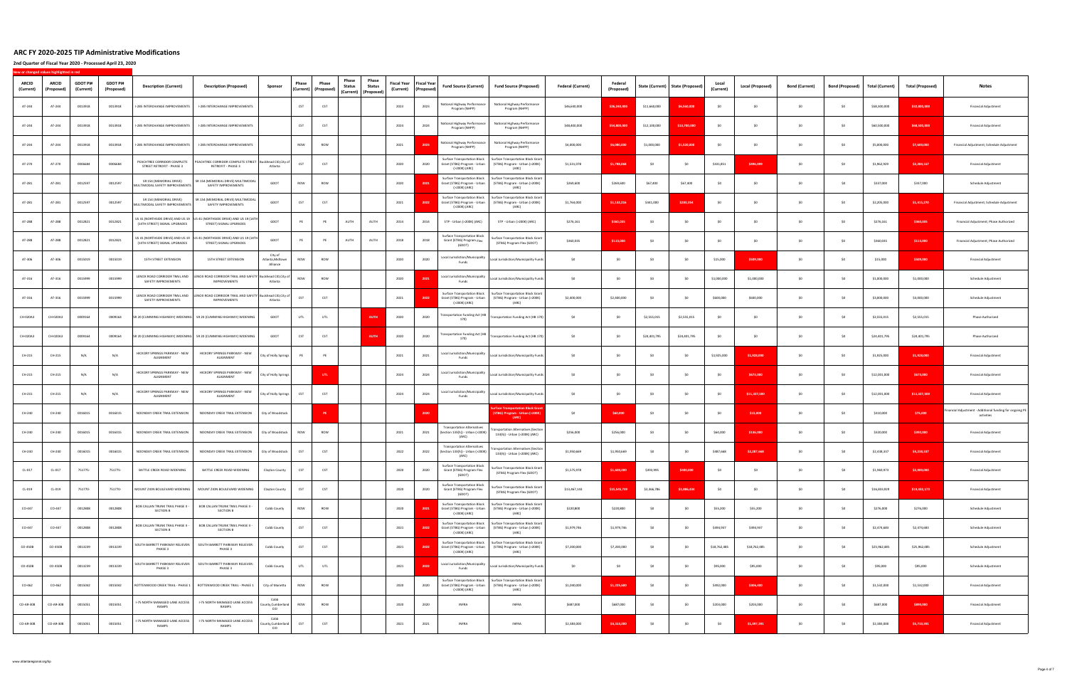# ARC FY 2020-2025 TIP Administrative Modifications

**2nd Quarter of Fiscal Year 2020 - Processed April 23, 2020**

New or changed values highlighted in red

| ARCID (Current) | ARCID (Proposed) | GDOT PI# (Current) | GDOT PI# (Proposed) | Description (Current) | Description (Proposed) | Sponsor | Phase (Current) | Phase (Proposed) | Phase Status (Current) | Phase Status (Proposed) | Fiscal Year (Current) | Fiscal Year (Proposed) | Fund Source (Current) | Fund Source (Proposed) | Federal (Current) | Federal (Proposed) | State (Current) | State (Proposed) | Local (Current) | Local (Proposed) | Bond (Current) | Bond (Proposed) | Total (Current) | Total (Proposed) | Notes |
|---|---|---|---|---|---|---|---|---|---|---|---|---|---|---|---|---|---|---|---|---|---|---|---|---|---|
| AT-244 | AT-244 | 0013918 | 0013918 | I-285 INTERCHANGE IMPROVEMENTS | I-285 INTERCHANGE IMPROVEMENTS | | CST | CST | | | 2023 | 2023 | National Highway Performance Program (NHPP) | National Highway Performance Program (NHPP) | $46,640,000 | $26,240,000 | $11,660,000 | $6,560,000 | $0 | $0 | $0 | $0 | $58,300,000 | $32,800,000 | Financial Adjustment |
| AT-244 | AT-244 | 0013918 | 0013918 | I-285 INTERCHANGE IMPROVEMENTS | I-285 INTERCHANGE IMPROVEMENTS | | CST | CST | | | 2024 | 2024 | National Highway Performance Program (NHPP) | National Highway Performance Program (NHPP) | $48,400,000 | $54,800,000 | $12,100,000 | $13,700,000 | $0 | $0 | $0 | $0 | $60,500,000 | $68,500,000 | Financial Adjustment |
| AT-244 | AT-244 | 0013918 | 0013918 | I-285 INTERCHANGE IMPROVEMENTS | I-285 INTERCHANGE IMPROVEMENTS | | ROW | ROW | | | 2021 | 2020 | National Highway Performance Program (NHPP) | National Highway Performance Program (NHPP) | $4,000,000 | $6,080,000 | $1,000,000 | $1,520,000 | $0 | $0 | $0 | $0 | $5,000,000 | $7,600,000 | Financial Adjustment; Schedule Adjustment |
| AT-270 | AT-270 | 0006684 | 0006684 | PEACHTREE CORRIDOR COMPLETE STREET RETROFIT - PHASE 3 | PEACHTREE CORRIDOR COMPLETE STREET RETROFIT - PHASE 3 | Buckhead CID,City of Atlanta | CST | CST | | | 2020 | 2020 | Surface Transportation Block Grant (STBG) Program - Urban (>200K) (ARC) | Surface Transportation Block Grant (STBG) Program - Urban (>200K) (ARC) | $1,531,078 | $1,788,068 | $0 | $0 | $431,851 | $496,099 | $0 | $0 | $1,962,929 | $2,284,167 | Financial Adjustment |
| AT-281 | AT-281 | 0012597 | 0012597 | SR 154 (MEMORIAL DRIVE) MULTIMODAL SAFETY IMPROVEMENTS | SR 154 (MEMORIAL DRIVE) MULTIMODAL SAFETY IMPROVEMENTS | GDOT | ROW | ROW | | | 2020 | 2021 | Surface Transportation Block Grant (STBG) Program - Urban (>200K) (ARC) | Surface Transportation Block Grant (STBG) Program - Urban (>200K) (ARC) | $269,600 | $269,600 | $67,400 | $67,400 | $0 | $0 | $0 | $0 | $337,000 | $337,000 | Schedule Adjustment |
| AT-281 | AT-281 | 0012597 | 0012597 | SR 154 (MEMORIAL DRIVE) MULTIMODAL SAFETY IMPROVEMENTS | SR 154 (MEMORIAL DRIVE) MULTIMODAL SAFETY IMPROVEMENTS | GDOT | CST | CST | | | 2021 | 2022 | Surface Transportation Block Grant (STBG) Program - Urban (>200K) (ARC) | Surface Transportation Block Grant (STBG) Program - Urban (>200K) (ARC) | $1,764,000 | $1,132,216 | $441,000 | $283,054 | $0 | $0 | $0 | $0 | $2,205,000 | $1,415,270 | Financial Adjustment; Schedule Adjustment |
| AT-288 | AT-288 | 0012921 | 0012921 | US 41 (NORTHSIDE DRIVE) AND US 19 (14TH STREET) SIGNAL UPGRADES | US 41 (NORTHSIDE DRIVE) AND US 19 (14TH STREET) SIGNAL UPGRADES | GDOT | PE | PE | AUTH | AUTH | 2019 | 2016 | STP - Urban (>200K) (ARC) | STP - Urban (>200K) (ARC) | $276,161 | $360,035 | $0 | $0 | $0 | $0 | $0 | $0 | $276,161 | $360,035 | Financial Adjustment; Phase Authorized |
| AT-288 | AT-288 | 0012921 | 0012921 | US 41 (NORTHSIDE DRIVE) AND US 19 (14TH STREET) SIGNAL UPGRADES | US 41 (NORTHSIDE DRIVE) AND US 19 (14TH STREET) SIGNAL UPGRADES | GDOT | PE | PE | AUTH | AUTH | 2018 | 2018 | Surface Transportation Block Grant (STBG) Program Flex (GDOT) | Surface Transportation Block Grant (STBG) Program Flex (GDOT) | $360,035 | $113,080 | $0 | $0 | $0 | $0 | $0 | $0 | $360,035 | $113,080 | Financial Adjustment; Phase Authorized |
| AT-306 | AT-306 | 0015059 | 0015059 | 15TH STREET EXTENSION | 15TH STREET EXTENSION | City of Atlanta,Midtown Alliance | ROW | ROW | | | 2020 | 2020 | Local Jurisdiction/Municipality Funds | Local Jurisdiction/Municipality Funds | $0 | $0 | $0 | $0 | $15,000 | $509,000 | $0 | $0 | $15,000 | $509,000 | Financial Adjustment |
| AT-316 | AT-316 | 0015999 | 0015999 | LENOX ROAD CORRIDOR TRAIL AND SAFETY IMPROVEMENTS | LENOX ROAD CORRIDOR TRAIL AND SAFETY IMPROVEMENTS | Buckhead CID,City of Atlanta | ROW | ROW | | | 2020 | 2021 | Local Jurisdiction/Municipality Funds | Local Jurisdiction/Municipality Funds | $0 | $0 | $0 | $0 | $1,000,000 | $1,000,000 | $0 | $0 | $1,000,000 | $1,000,000 | Schedule Adjustment |
| AT-316 | AT-316 | 0015999 | 0015999 | LENOX ROAD CORRIDOR TRAIL AND SAFETY IMPROVEMENTS | LENOX ROAD CORRIDOR TRAIL AND SAFETY IMPROVEMENTS | Buckhead CID,City of Atlanta | CST | CST | | | 2021 | 2022 | Surface Transportation Block Grant (STBG) Program - Urban (>200K) (ARC) | Surface Transportation Block Grant (STBG) Program - Urban (>200K) (ARC) | $2,400,000 | $2,400,000 | $0 | $0 | $600,000 | $600,000 | $0 | $0 | $3,000,000 | $3,000,000 | Schedule Adjustment |
| CH-020A3 | CH-020A3 | 0009164 | 0009164 | SR 20 (CUMMING HIGHWAY) WIDENING | SR 20 (CUMMING HIGHWAY) WIDENING | GDOT | UTL | UTL | | AUTH | 2020 | 2020 | Transportation Funding Act (HB 170) | Transportation Funding Act (HB 170) | $0 | $0 | $2,555,015 | $2,555,015 | $0 | $0 | $0 | $0 | $2,555,015 | $2,555,015 | Phase Authorized |
| CH-020A3 | CH-020A3 | 0009164 | 0009164 | SR 20 (CUMMING HIGHWAY) WIDENING | SR 20 (CUMMING HIGHWAY) WIDENING | GDOT | CST | CST | | AUTH | 2020 | 2020 | Transportation Funding Act (HB 170) | Transportation Funding Act (HB 170) | $0 | $0 | $24,401,795 | $24,401,795 | $0 | $0 | $0 | $0 | $24,401,795 | $24,401,795 | Phase Authorized |
| CH-215 | CH-215 | N/A | N/A | HICKORY SPRINGS PARKWAY - NEW ALIGNMENT | HICKORY SPRINGS PARKWAY - NEW ALIGNMENT | City of Holly Springs | PE | PE | | | 2021 | 2021 | Local Jurisdiction/Municipality Funds | Local Jurisdiction/Municipality Funds | $0 | $0 | $0 | $0 | $1,925,000 | $1,928,080 | $0 | $0 | $1,925,000 | $1,928,080 | Financial Adjustment |
| CH-215 | CH-215 | N/A | N/A | HICKORY SPRINGS PARKWAY - NEW ALIGNMENT | HICKORY SPRINGS PARKWAY - NEW ALIGNMENT | City of Holly Springs | | UTL | | | 2024 | 2024 | Local Jurisdiction/Municipality Funds | Local Jurisdiction/Municipality Funds | $0 | $0 | $0 | $0 | $0 | $671,000 | $0 | $0 | $0 | $671,000 | Financial Adjustment |
| CH-215 | CH-215 | N/A | N/A | HICKORY SPRINGS PARKWAY - NEW ALIGNMENT | HICKORY SPRINGS PARKWAY - NEW ALIGNMENT | City of Holly Springs | CST | CST | | | 2024 | 2024 | Local Jurisdiction/Municipality Funds | Local Jurisdiction/Municipality Funds | $0 | $0 | $0 | $0 | $12,091,000 | $11,327,500 | $0 | $0 | $12,091,000 | $11,327,500 | Financial Adjustment |
| CH-240 | CH-240 | 0016055 | 0016055 | NOONDAY CREEK TRAIL EXTENSION | NOONDAY CREEK TRAIL EXTENSION | City of Woodstock | | PE | | | | 2020 | | Surface Transportation Block Grant (STBG) Program - Urban (>200K) (ARC) | $0 | $60,000 | $0 | $0 | $0 | $15,000 | $0 | $0 | $310,000 | $75,000 | Financial Adjustment - Additional funding for ongoing PE activities |
| CH-240 | CH-240 | 0016055 | 0016055 | NOONDAY CREEK TRAIL EXTENSION | NOONDAY CREEK TRAIL EXTENSION | City of Woodstock | ROW | ROW | | | 2021 | 2021 | Transportation Alternatives (Section 133(h)) - Urban (>200K) (ARC) | Transportation Alternatives (Section 133(h)) - Urban (>200K) (ARC) | $256,000 | $256,000 | $0 | $0 | $64,000 | $136,000 | $0 | $0 | $320,000 | $392,000 | Financial Adjustment |
| CH-240 | CH-240 | 0016055 | 0016055 | NOONDAY CREEK TRAIL EXTENSION | NOONDAY CREEK TRAIL EXTENSION | City of Woodstock | CST | CST | | | 2022 | 2022 | Transportation Alternatives (Section 133(h)) - Urban (>200K) (ARC) | Transportation Alternatives (Section 133(h)) - Urban (>200K) (ARC) | $1,950,669 | $1,950,669 | $0 | $0 | $487,668 | $2,387,668 | $0 | $0 | $2,438,337 | $4,338,337 | Financial Adjustment |
| CL-017 | CL-017 | 751775- | 751775- | BATTLE CREEK ROAD WIDENING | BATTLE CREEK ROAD WIDENING | Clayton County | CST | CST | | | 2020 | 2020 | Surface Transportation Block Grant (STBG) Program Flex (GDOT) | Surface Transportation Block Grant (STBG) Program Flex (GDOT) | $1,575,978 | $1,600,000 | $393,995 | $400,000 | $0 | $0 | $0 | $0 | $1,969,973 | $2,000,000 | Financial Adjustment |
| CL-019 | CL-019 | 751770- | 751770- | MOUNT ZION BOULEVARD WIDENING | MOUNT ZION BOULEVARD WIDENING | Clayton County | CST | CST | | | 2020 | 2020 | Surface Transportation Block Grant (STBG) Program Flex (GDOT) | Surface Transportation Block Grant (STBG) Program Flex (GDOT) | $13,467,143 | $15,545,739 | $3,366,786 | $3,886,434 | $0 | $0 | $0 | $0 | $16,833,929 | $19,432,173 | Financial Adjustment |
| CO-447 | CO-447 | 0012808 | 0012808 | BOB CALLAN TRUNK TRAIL PHASE II - SECTION B | BOB CALLAN TRUNK TRAIL PHASE II - SECTION B | Cobb County | ROW | ROW | | | 2020 | 2021 | Surface Transportation Block Grant (STBG) Program - Urban (>200K) (ARC) | Surface Transportation Block Grant (STBG) Program - Urban (>200K) (ARC) | $220,800 | $220,800 | $0 | $0 | $55,200 | $55,200 | $0 | $0 | $276,000 | $276,000 | Schedule Adjustment |
| CO-447 | CO-447 | 0012808 | 0012808 | BOB CALLAN TRUNK TRAIL PHASE II - SECTION B | BOB CALLAN TRUNK TRAIL PHASE II - SECTION B | Cobb County | CST | CST | | | 2021 | 2022 | Surface Transportation Block Grant (STBG) Program - Urban (>200K) (ARC) | Surface Transportation Block Grant (STBG) Program - Urban (>200K) (ARC) | $1,979,746 | $1,979,746 | $0 | $0 | $494,937 | $494,937 | $0 | $0 | $2,474,683 | $2,474,683 | Schedule Adjustment |
| CO-450B | CO-450B | 0013239 | 0013239 | SOUTH BARRETT PARKWAY RELIEVER: PHASE 3 | SOUTH BARRETT PARKWAY RELIEVER: PHASE 3 | Cobb County | CST | CST | | | 2021 | 2022 | Surface Transportation Block Grant (STBG) Program - Urban (>200K) (ARC) | Surface Transportation Block Grant (STBG) Program - Urban (>200K) (ARC) | $7,200,000 | $7,200,000 | $0 | $0 | $18,762,085 | $18,762,085 | $0 | $0 | $25,962,085 | $25,962,085 | Schedule Adjustment |
| CO-450B | CO-450B | 0013239 | 0013239 | SOUTH BARRETT PARKWAY RELIEVER: PHASE 3 | SOUTH BARRETT PARKWAY RELIEVER: PHASE 3 | Cobb County | UTL | UTL | | | 2021 | 2022 | Local Jurisdiction/Municipality Funds | Local Jurisdiction/Municipality Funds | $0 | $0 | $0 | $0 | $95,000 | $95,000 | $0 | $0 | $95,000 | $95,000 | Schedule Adjustment |
| CO-462 | CO-462 | 0015042 | 0015042 | ROTTENWOOD CREEK TRAIL - PHASE 1 | ROTTENWOOD CREEK TRAIL - PHASE 1 | City of Marietta | ROW | ROW | | | 2020 | 2020 | Surface Transportation Block Grant (STBG) Program - Urban (>200K) (ARC) | Surface Transportation Block Grant (STBG) Program - Urban (>200K) (ARC) | $1,049,000 | $1,225,600 | $0 | $0 | $392,000 | $306,400 | $0 | $0 | $1,532,000 | $1,532,000 | Financial Adjustment |
| CO-AR-408 | CO-AR-408 | 0015951 | 0015951 | I-75 NORTH MANAGED LANE ACCESS RAMPS | I-75 NORTH MANAGED LANE ACCESS RAMPS | Cobb County,Cumberland CID | ROW | ROW | | | 2020 | 2020 | INFRA | INFRA | $687,000 | $687,000 | $0 | $0 | $204,000 | $203,000 | $0 | $0 | $687,000 | $890,000 | Financial Adjustment |
| CO-AR-408 | CO-AR-408 | 0015951 | 0015951 | I-75 NORTH MANAGED LANE ACCESS RAMPS | I-75 NORTH MANAGED LANE ACCESS RAMPS | Cobb County,Cumberland CID | CST | CST | | | 2021 | 2021 | INFRA | INFRA | $2,393,000 | $4,315,000 | $0 | $0 | $0 | $1,397,391 | $0 | $0 | $2,393,000 | $5,712,391 | Financial Adjustment |

www.atlantaregional.org/tip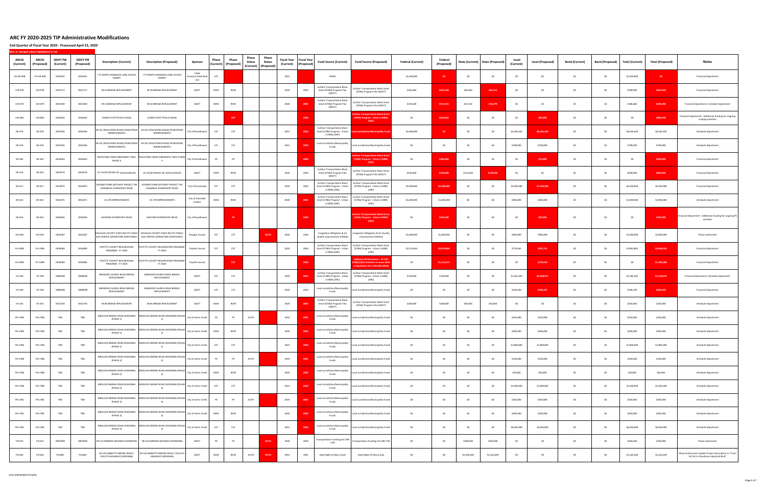# ARC FY 2020-2025 TIP Administrative Modifications

## 2nd Quarter of Fiscal Year 2020 - Processed April 23, 2020

New or changed values highlighted in red

| ARCID (Current) | ARCID (Proposed) | GDOT PI# (Current) | GDOT PI# (Proposed) | Description (Current) | Description (Proposed) | Sponsor | Phase (Current) | Phase (Proposed) | Phase Status (Current) | Phase Status (Proposed) | Fiscal Year (Current) | Fiscal Year (Proposed) | Fund Source (Current) | Fund Source (Proposed) | Federal (Current) | Federal (Proposed) | State (Current) | State (Proposed) | Local (Current) | Local (Proposed) | Bond (Current) | Bond (Proposed) | Total (Current) | Total (Proposed) | Notes |
|---|---|---|---|---|---|---|---|---|---|---|---|---|---|---|---|---|---|---|---|---|---|---|---|---|---|
| CO-AR-008 | CO-AR-008 | 0015051 | 0015051 | I-75 NORTH MANAGED LANE ACCESS RAMPS | I-75 NORTH MANAGED LANE ACCESS RAMPS | Cobb County,Cumberland CID | UTL | | | | 2021 | | INFRA | | $1,930,000 | $0 | $0 | $0 | $0 | $0 | $0 | $0 | $1,930,000 | $0 | Financial Adjustment |
| CW-078 | CW-078 | 0013717 | 0013717 | SR 54 BRIDGE REPLACEMENT | SR 54 BRIDGE REPLACEMENT | GDOT | ROW | ROW | | | 2020 | 2020 | Surface Transportation Block Grant (STBG) Program Flex (GDOT) | Surface Transportation Block Grant (STBG) Program Flex (GDOT) | $263,920 | $267,648 | $65,980 | $66,912 | $0 | $0 | $0 | $0 | $329,899 | $334,560 | Financial Adjustment |
| CW-079 | CW-079 | 0013930 | 0013930 | SR 54 BRIDGE REPLACEMENT | SR 54 BRIDGE REPLACEMENT | GDOT | ROW | ROW | | | 2020 | 2021 | Surface Transportation Block Grant (STBG) Program Flex (GDOT) | Surface Transportation Block Grant (STBG) Program Flex (GDOT) | $149,328 | $152,315 | $37,332 | $38,079 | $0 | $0 | $0 | $0 | $186,660 | $190,394 | Financial Adjustment; Schedule Adjustment |
| CW-063 | CW-063 | 0016952 | 0016952 | LOWER FAYETTEVILLE ROAD | LOWER FAYETTEVILLE ROAD | | | SCP | | | | 2020 | | Surface Transportation Block Grant (STBG) Program - Urban (>200K) (ARC) | $0 | $243,832 | $0 | $0 | $0 | $60,958 | $0 | $0 | $0 | $304,790 | Financial Adjustment - Additional funding for ongoing scoping activities |
| DK-376 | DK-376 | 0010326 | 0010326 | SR 141 (PEACHTREE ROAD) PEDESTRIAN IMPROVEMENTS | SR 141 (PEACHTREE ROAD) PEDESTRIAN IMPROVEMENTS | City of Brookhaven | CST | CST | | | 2021 | 2023 | Surface Transportation Block Grant (STBG) Program - Urban (>200K) (ARC) | Local Jurisdiction/Municipality Funds | $2,400,000 | $0 | $0 | $0 | $5,945,443 | $8,345,443 | $0 | $0 | $8,345,443 | $8,345,443 | Schedule Adjustment |
| DK-376 | DK-376 | 0010326 | 0010326 | SR 141 (PEACHTREE ROAD) PEDESTRIAN IMPROVEMENTS | SR 141 (PEACHTREE ROAD) PEDESTRIAN IMPROVEMENTS | City of Brookhaven | UTL | UTL | | | 2021 | 2023 | Local Jurisdiction/Municipality Funds | Local Jurisdiction/Municipality Funds | $0 | $0 | $0 | $0 | $748,000 | $748,000 | $0 | $0 | $748,000 | $748,000 | Schedule Adjustment |
| DK-381 | DK-381 | 0016053 | 0016053 | PEACHTREE CREEK GREENWAY TRAIL PHASE II | PEACHTREE CREEK GREENWAY TRAIL PHASE II | City of Brookhaven | PE | PE | | | | 2020 | | Surface Transportation Block Grant (STBG) Program - Urban (>200K) (ARC) | $0 | $280,000 | $0 | $0 | $0 | $70,000 | $0 | $0 | $0 | $350,000 | Financial Adjustment |
| DK-416 | DK-416 | 0010474 | 0010474 | US 23/29 (PONCE DE LEON AVENUE) | US 23/29 (PONCE DE LEON AVENUE) | GDOT | ROW | ROW | | | 2020 | 2020 | Surface Transportation Block Grant (STBG) Program Flex (GDOT) | Surface Transportation Block Grant (STBG) Program Flex (GDOT) | $526,400 | $520,000 | $131,600 | $130,000 | $0 | $0 | $0 | $0 | $658,000 | $650,000 | Financial Adjustment |
| DK-417 | DK-417 | 0012875 | 0012875 | GEORGETOWN GATEWAY PROJECT ON CHAMBLEE DUNWOODY ROAD | GEORGETOWN GATEWAY PROJECT ON CHAMBLEE DUNWOODY ROAD | City of Dunwoody | CST | CST | | | 2020 | 2020 | Surface Transportation Block Grant (STBG) Program - Urban (>200K) (ARC) | Surface Transportation Block Grant (STBG) Program - Urban (>200K) (ARC) | $4,500,000 | $5,200,000 | $0 | $0 | $2,000,000 | $1,300,000 | $0 | $0 | $6,500,000 | $6,500,000 | Financial Adjustment |
| DK-431 | DK-431 | 0016071 | 0016071 | US 278 IMPROVEMENTS | US 278 IMPROVEMENTS | City of Avondale Estates | ROW | ROW | | | 2020 | 2021 | Surface Transportation Block Grant (STBG) Program - Urban (>200K) (ARC) | Surface Transportation Block Grant (STBG) Program - Urban (>200K) (ARC) | $1,600,000 | $1,600,000 | $0 | $0 | $400,000 | $400,000 | $0 | $0 | $2,000,000 | $2,000,000 | Schedule Adjustment |
| DK-452 | DK-452 | 0016056 | 0016056 | ASHFORD DUNWOODY ROAD | ASHFORD DUNWOODY ROAD | City of Brookhaven | | PE | | | | 2020 | | Surface Transportation Block Grant (STBG) Program - Urban (>200K) (ARC) | $0 | $200,000 | $0 | $0 | $0 | $50,000 | $0 | $0 | $0 | $250,000 | Financial Adjustment - Additional funding for ongoing PE activities |
| DO-350 | DO-350 | 0016567 | 0016567 | DOUGLAS COUNTY FIXED ROUTE PUBLIC BUS SERVICE (OPERATING ASSISTANCE) | DOUGLAS COUNTY FIXED ROUTE PUBLIC BUS SERVICE (OPERATING ASSISTANCE) | Douglas County | CST | CST | | AUTH | 2020 | 2020 | Congestion Mitigation & Air Quality Improvement (CMAQ) | Congestion Mitigation & Air Quality Improvement (CMAQ) | $1,600,000 | $1,600,000 | $0 | $0 | $400,000 | $400,000 | $0 | $0 | $2,000,000 | $2,000,000 | Phase Authorized |
| FA-100B | FA-100B | 0016083 | 0016083 | FAYETTE COUNTY RESURFACING PROGRAM - FY 2020 | FAYETTE COUNTY RESURFACING PROGRAM FY 2020 | Fayette County | CST | CST | | | 2020 | 2020 | Surface Transportation Block Grant (STBG) Program - Urban (>200K) (ARC) | Surface Transportation Block Grant (STBG) Program - Urban (>200K) (ARC) | $3,113,444 | $3,070,844 | $0 | $0 | $778,361 | $767,711 | $0 | $0 | $3,891,805 | $3,838,555 | Financial Adjustment |
| FA-100B | FA-100B | 0016083 | 0016083 | FAYETTE COUNTY RESURFACING PROGRAM - FY 2020 | FAYETTE COUNTY RESURFACING PROGRAM FY 2020 | Fayette County | | CST | | | | 2020 | | Highway Infrastructure - 23 USC 133(b)(1)(A) Activities in Areas With a Population Over 200,000 (2019) | $0 | $1,115,671 | $0 | $0 | $0 | $278,918 | $0 | $0 | $0 | $1,394,589 | Financial Adjustment |
| FA-349 | FA-349 | 0008586 | 0008586 | EBENEZER CHURCH ROAD BRIDGE REPLACEMENT | EBENEZER CHURCH ROAD BRIDGE REPLACEMENT | GDOT | CST | CST | | | 2020 | 2021 | Surface Transportation Block Grant (STBG) Program - Urban (>200K) (ARC) | Surface Transportation Block Grant (STBG) Program - Urban (>200K) (ARC) | $720,000 | $720,000 | $0 | $0 | $1,562,363 | $2,438,975 | $0 | $0 | $2,282,363 | $3,158,975 | Financial Adjustment; Schedule Adjustment |
| FA-349 | FA-349 | 0008586 | 0008586 | EBENEZER CHURCH ROAD BRIDGE REPLACEMENT | EBENEZER CHURCH ROAD BRIDGE REPLACEMENT | GDOT | UTL | UTL | | | 2020 | 2020 | Local Jurisdiction/Municipality Funds | Local Jurisdiction/Municipality Funds | $0 | $0 | $0 | $0 | $196,500 | $206,325 | $0 | $0 | $196,500 | $206,325 | Financial Adjustment |
| FA-355 | FA-355 | 0013734 | 0013734 | SR 85 BRIDGE REPLACEMENT | SR 85 BRIDGE REPLACEMENT | GDOT | ROW | ROW | | | 2020 | 2021 | Surface Transportation Block Grant (STBG) Program Flex (GDOT) | Surface Transportation Block Grant (STBG) Program Flex (GDOT) | $200,000 | $200,000 | $50,000 | $50,000 | $0 | $0 | $0 | $0 | $250,000 | $250,000 | Schedule Adjustment |
| FN-178A | FN-178A | TBD | TBD | MEDLOCK BRIDGE ROAD WIDENING (PHASE 1) | MEDLOCK BRIDGE ROAD WIDENING (PHASE 1) | City of Johns Creek | PE | PE | AUTH | | 2019 | 2021 | Local Jurisdiction/Municipality Funds | Local Jurisdiction/Municipality Funds | $0 | $0 | $0 | $0 | $250,000 | $250,000 | $0 | $0 | $250,000 | $250,000 | Schedule Adjustment |
| FN-178A | FN-178A | TBD | TBD | MEDLOCK BRIDGE ROAD WIDENING (PHASE 1) | MEDLOCK BRIDGE ROAD WIDENING (PHASE 1) | City of Johns Creek | ROW | ROW | | | 2020 | 2022 | Local Jurisdiction/Municipality Funds | Local Jurisdiction/Municipality Funds | $0 | $0 | $0 | $0 | $200,000 | $200,000 | $0 | $0 | $200,000 | $200,000 | Schedule Adjustment |
| FN-178A | FN-178A | TBD | TBD | MEDLOCK BRIDGE ROAD WIDENING (PHASE 1) | MEDLOCK BRIDGE ROAD WIDENING (PHASE 1) | City of Johns Creek | CST | CST | | | 2021 | 2023 | Local Jurisdiction/Municipality Funds | Local Jurisdiction/Municipality Funds | $0 | $0 | $0 | $0 | $1,800,000 | $1,800,000 | $0 | $0 | $1,800,000 | $1,800,000 | Schedule Adjustment |
| FN-178B | FN-178B | TBD | TBD | MEDLOCK BRIDGE ROAD WIDENING (PHASE 2) | MEDLOCK BRIDGE ROAD WIDENING (PHASE 2) | City of Johns Creek | PE | PE | AUTH | | 2019 | 2021 | Local Jurisdiction/Municipality Funds | Local Jurisdiction/Municipality Funds | $0 | $0 | $0 | $0 | $100,000 | $100,000 | $0 | $0 | $100,000 | $100,000 | Schedule Adjustment |
| FN-178B | FN-178B | TBD | TBD | MEDLOCK BRIDGE ROAD WIDENING (PHASE 2) | MEDLOCK BRIDGE ROAD WIDENING (PHASE 2) | City of Johns Creek | ROW | ROW | | | 2020 | 2022 | Local Jurisdiction/Municipality Funds | Local Jurisdiction/Municipality Funds | $0 | $0 | $0 | $0 | $50,000 | $50,000 | $0 | $0 | $50,000 | $50,000 | Schedule Adjustment |
| FN-178B | FN-178B | TBD | TBD | MEDLOCK BRIDGE ROAD WIDENING (PHASE 2) | MEDLOCK BRIDGE ROAD WIDENING (PHASE 2) | City of Johns Creek | CST | CST | | | 2021 | 2023 | Local Jurisdiction/Municipality Funds | Local Jurisdiction/Municipality Funds | $0 | $0 | $0 | $0 | $1,000,000 | $1,000,000 | $0 | $0 | $1,000,000 | $1,000,000 | Schedule Adjustment |
| FN-178C | FN-178C | TBD | TBD | MEDLOCK BRIDGE ROAD WIDENING (PHASE 3) | MEDLOCK BRIDGE ROAD WIDENING (PHASE 3) | City of Johns Creek | PE | PE | AUTH | | 2019 | 2021 | Local Jurisdiction/Municipality Funds | Local Jurisdiction/Municipality Funds | $0 | $0 | $0 | $0 | $350,000 | $350,000 | $0 | $0 | $350,000 | $350,000 | Schedule Adjustment |
| FN-178C | FN-178C | TBD | TBD | MEDLOCK BRIDGE ROAD WIDENING (PHASE 3) | MEDLOCK BRIDGE ROAD WIDENING (PHASE 3) | City of Johns Creek | ROW | ROW | | | 2020 | 2022 | Local Jurisdiction/Municipality Funds | Local Jurisdiction/Municipality Funds | $0 | $0 | $0 | $0 | $200,000 | $200,000 | $0 | $0 | $200,000 | $200,000 | Schedule Adjustment |
| FN-178C | FN-178C | TBD | TBD | MEDLOCK BRIDGE ROAD WIDENING (PHASE 3) | MEDLOCK BRIDGE ROAD WIDENING (PHASE 3) | City of Johns Creek | CST | CST | | | 2021 | 2023 | Local Jurisdiction/Municipality Funds | Local Jurisdiction/Municipality Funds | $0 | $0 | $0 | $0 | $6,050,000 | $6,050,000 | $0 | $0 | $6,050,000 | $6,050,000 | Schedule Adjustment |
| FN-222 | FN-222 | 0007936 | 0007936 | SR 9 (CUMMING HIGHWAY) WIDENING | SR 9 (CUMMING HIGHWAY) WIDENING | GDOT | PE | PE | | AUTH | 2020 | 2020 | Transportation Funding Act (HB 170) | Transportation Funding Act (HB 170) | $0 | $0 | $200,000 | $200,000 | $0 | $0 | $0 | $0 | $200,000 | $200,000 | Phase Authorized |
| FN-264 | FN-264 | 721090- | 721090- | SR 120 (ABBOTTS BRIDGE ROAD / DULUTH HIGHWAY) WIDENING | SR 120 (ABBOTTS BRIDGE ROAD / DULUTH HIGHWAY) WIDENING | GDOT | ROW | ROW | AUTH | AUTH | 1991 | 1991 | State Right-of-Way Funds | State Right-of-Way Funds | $0 | $0 | $2,263,449 | $2,263,449 | $0 | $0 | $0 | $0 | $2,263,449 | $2,263,449 | Phase Authorized; Update Project Description to "From SR 141 to Peachtree Industrial Blvd" |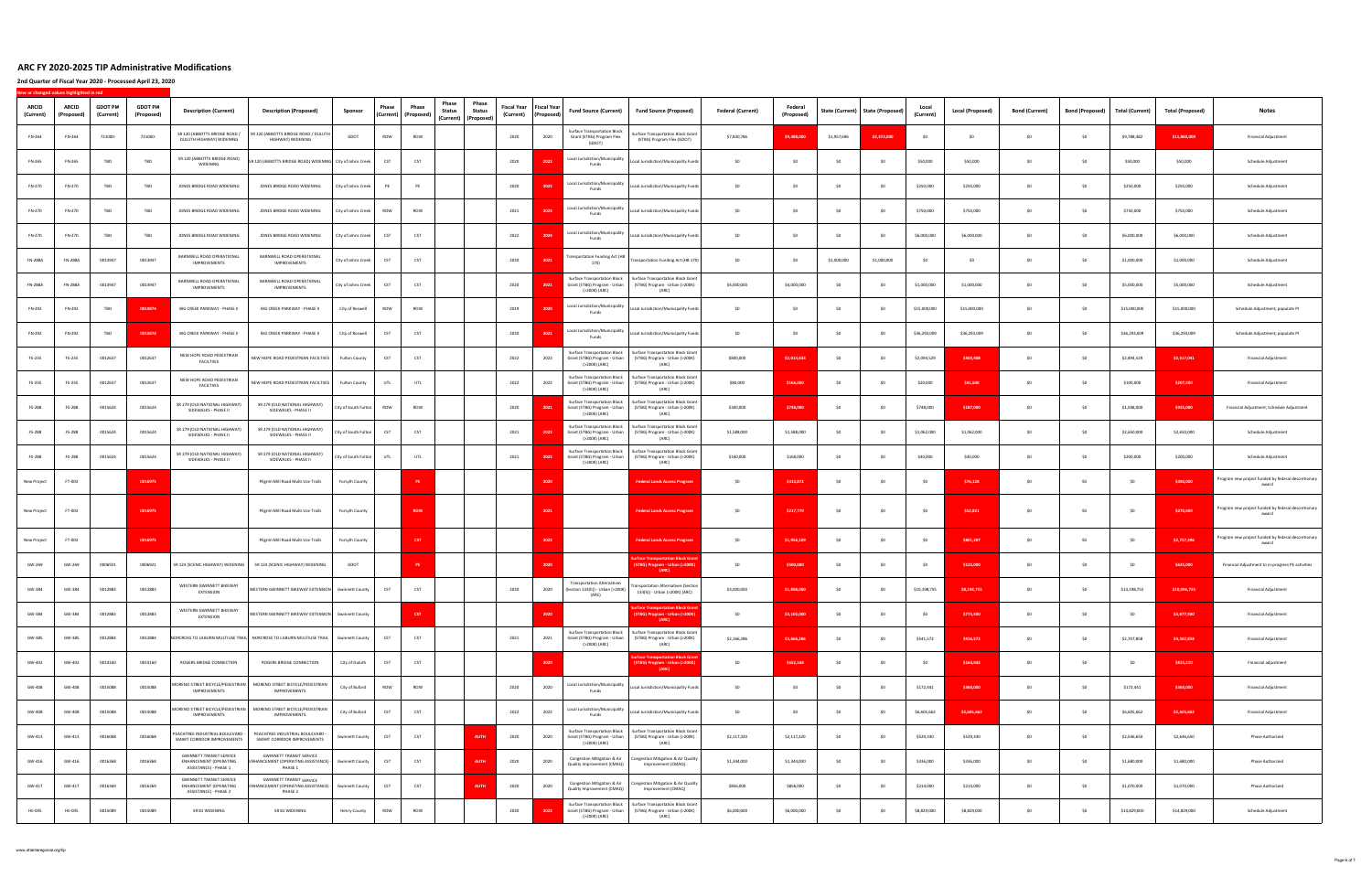# ARC FY 2020-2025 TIP Administrative Modifications

## 2nd Quarter of Fiscal Year 2020 - Processed April 23, 2020

New or changed values highlighted in red

| ARCID (Current) | ARCID (Proposed) | GDOT PI# (Current) | GDOT PI# (Proposed) | Description (Current) | Description (Proposed) | Sponsor | Phase (Current) | Phase (Proposed) | Phase Status (Current) | Phase Status (Proposed) | Fiscal Year (Current) | Fiscal Year (Proposed) | Fund Source (Current) | Fund Source (Proposed) | Federal (Current) | Federal (Proposed) | State (Current) | State (Proposed) | Local (Current) | Local (Proposed) | Bond (Current) | Bond (Proposed) | Total (Current) | Total (Proposed) | Notes |
|---|---|---|---|---|---|---|---|---|---|---|---|---|---|---|---|---|---|---|---|---|---|---|---|---|---|
| FN-264 | FN-264 | 721090- | 721090- | SR 120 (ABBOTTS BRIDGE ROAD / DULUTH HIGHWAY) WIDENING | SR 120 (ABBOTTS BRIDGE ROAD / DULUTH HIGHWAY) WIDENING | GDOT | ROW | ROW | | | 2020 | 2020 | Surface Transportation Block Grant (STBG) Program Flex (GDOT) | Surface Transportation Block Grant (STBG) Program Flex (GDOT) | $7,839,786 | $9,488,000 | $1,957,646 | $2,372,000 | $0 | $0 | $0 | $0 | $9,789,482 | $11,860,000 | Financial Adjustment |
| FN-265 | FN-265 | TBD | TBD | SR 120 (ABBOTTS BRIDGE ROAD) WIDENING | SR 120 (ABBOTTS BRIDGE ROAD) WIDENING | City of Johns Creek | CST | CST | | | 2020 | 2022 | Local Jurisdiction/Municipality Funds | Local Jurisdiction/Municipality Funds | $0 | $0 | $0 | $0 | $50,000 | $50,000 | $0 | $0 | $50,000 | $50,000 | Schedule Adjustment |
| FN-270 | FN-270 | TBD | TBD | JONES BRIDGE ROAD WIDENING | JONES BRIDGE ROAD WIDENING | City of Johns Creek | PE | PE | | | 2020 | 2022 | Local Jurisdiction/Municipality Funds | Local Jurisdiction/Municipality Funds | $0 | $0 | $0 | $0 | $250,000 | $250,000 | $0 | $0 | $250,000 | $250,000 | Schedule Adjustment |
| FN-270 | FN-270 | TBD | TBD | JONES BRIDGE ROAD WIDENING | JONES BRIDGE ROAD WIDENING | City of Johns Creek | ROW | ROW | | | 2021 | 2023 | Local Jurisdiction/Municipality Funds | Local Jurisdiction/Municipality Funds | $0 | $0 | $0 | $0 | $750,000 | $750,000 | $0 | $0 | $750,000 | $750,000 | Schedule Adjustment |
| FN-270 | FN-270 | TBD | TBD | JONES BRIDGE ROAD WIDENING | JONES BRIDGE ROAD WIDENING | City of Johns Creek | CST | CST | | | 2022 | 2024 | Local Jurisdiction/Municipality Funds | Local Jurisdiction/Municipality Funds | $0 | $0 | $0 | $0 | $6,000,000 | $6,000,000 | $0 | $0 | $6,000,000 | $6,000,000 | Schedule Adjustment |
| FN-288A | FN-288A | 0013947 | 0013947 | BARNWELL ROAD OPERATIONAL IMPROVEMENTS | BARNWELL ROAD OPERATIONAL IMPROVEMENTS | City of Johns Creek | CST | CST | | | 2020 | 2021 | Transportation Funding Act (HB 170) | Transportation Funding Act (HB 170) | $0 | $0 | $1,000,000 | $1,000,000 | $0 | $0 | $0 | $0 | $1,000,000 | $1,000,000 | Schedule Adjustment |
| FN-288A | FN-288A | 0013947 | 0013947 | BARNWELL ROAD OPERATIONAL IMPROVEMENTS | BARNWELL ROAD OPERATIONAL IMPROVEMENTS | City of Johns Creek | CST | CST | | | 2020 | 2021 | Surface Transportation Block Grant (STBG) Program - Urban (>200K) (ARC) | Surface Transportation Block Grant (STBG) Program - Urban (>200K) (ARC) | $4,000,000 | $4,000,000 | $0 | $0 | $1,000,000 | $1,000,000 | $0 | $0 | $5,000,000 | $5,000,000 | Schedule Adjustment |
| FN-292 | FN-292 | TBD | 0018074 | BIG CREEK PARKWAY - PHASE II | BIG CREEK PARKWAY - PHASE II | City of Roswell | ROW | ROW | | | 2019 | 2020 | Local Jurisdiction/Municipality Funds | Local Jurisdiction/Municipality Funds | $0 | $0 | $0 | $0 | $15,000,000 | $15,000,000 | $0 | $0 | $15,000,000 | $15,000,000 | Schedule Adjustment; populate PI |
| FN-292 | FN-292 | TBD | 0018074 | BIG CREEK PARKWAY - PHASE II | BIG CREEK PARKWAY - PHASE II | City of Roswell | CST | CST | | | 2020 | 2021 | Local Jurisdiction/Municipality Funds | Local Jurisdiction/Municipality Funds | $0 | $0 | $0 | $0 | $36,293,009 | $36,293,009 | $0 | $0 | $36,293,009 | $36,293,009 | Schedule Adjustment; populate PI |
| FS-235 | FS-235 | 0012637 | 0012637 | NEW HOPE ROAD PEDESTRIAN FACILITIES | NEW HOPE ROAD PEDESTRIAN FACILITIES | Fulton County | CST | CST | | | 2022 | 2022 | Surface Transportation Block Grant (STBG) Program - Urban (>200K) (ARC) | Surface Transportation Block Grant (STBG) Program - Urban (>200K) (ARC) | $800,000 | $2,013,633 | $0 | $0 | $2,094,529 | $503,408 | $0 | $0 | $2,894,529 | $2,517,041 | Financial Adjustment |
| FS-235 | FS-235 | 0012637 | 0012637 | NEW HOPE ROAD PEDESTRIAN FACILITIES | NEW HOPE ROAD PEDESTRIAN FACILITIES | Fulton County | UTL | UTL | | | 2022 | 2022 | Surface Transportation Block Grant (STBG) Program - Urban (>200K) (ARC) | Surface Transportation Block Grant (STBG) Program - Urban (>200K) (ARC) | $80,000 | $166,000 | $0 | $0 | $20,000 | $41,500 | $0 | $0 | $100,000 | $207,500 | Financial Adjustment |
| FS-288 | FS-288 | 0015624 | 0015624 | SR 279 (OLD NATIONAL HIGHWAY) SIDEWALKS - PHASE II | SR 279 (OLD NATIONAL HIGHWAY) SIDEWALKS - PHASE II | City of South Fulton | ROW | ROW | | | 2020 | 2021 | Surface Transportation Block Grant (STBG) Program - Urban (>200K) (ARC) | Surface Transportation Block Grant (STBG) Program - Urban (>200K) (ARC) | $300,000 | $748,000 | $0 | $0 | $748,000 | $187,000 | $0 | $0 | $1,048,000 | $935,000 | Financial Adjustment; Schedule Adjustment |
| FS-288 | FS-288 | 0015624 | 0015624 | SR 279 (OLD NATIONAL HIGHWAY) SIDEWALKS - PHASE II | SR 279 (OLD NATIONAL HIGHWAY) SIDEWALKS - PHASE II | City of South Fulton | CST | CST | | | 2021 | 2022 | Surface Transportation Block Grant (STBG) Program - Urban (>200K) (ARC) | Surface Transportation Block Grant (STBG) Program - Urban (>200K) (ARC) | $1,588,000 | $1,588,000 | $0 | $0 | $1,062,000 | $1,062,000 | $0 | $0 | $2,650,000 | $2,650,000 | Schedule Adjustment |
| FS-288 | FS-288 | 0015624 | 0015624 | SR 279 (OLD NATIONAL HIGHWAY) SIDEWALKS - PHASE II | SR 279 (OLD NATIONAL HIGHWAY) SIDEWALKS - PHASE II | City of South Fulton | UTL | UTL | | | 2021 | 2022 | Surface Transportation Block Grant (STBG) Program - Urban (>200K) (ARC) | Surface Transportation Block Grant (STBG) Program - Urban (>200K) (ARC) | $160,000 | $160,000 | $0 | $0 | $40,000 | $40,000 | $0 | $0 | $200,000 | $200,000 | Schedule Adjustment |
| New Project | FT-003 | | 0016975 | | Pilgrim Mill Road Multi-Use Trails | Forsyth County | | PE | | | | 2020 | | Federal Lands Access Program | $0 | $313,872 | $0 | $0 | $0 | $76,128 | $0 | $0 | $0 | $390,000 | Program new project funded by federal discretionary award |
| New Project | FT-003 | | 0016975 | | Pilgrim Mill Road Multi-Use Trails | Forsyth County | | ROW | | | | 2021 | | Federal Lands Access Program | $0 | $217,779 | $0 | $0 | $0 | $52,821 | $0 | $0 | $0 | $270,600 | Program new project funded by federal discretionary award |
| New Project | FT-003 | | 0016975 | | Pilgrim Mill Road Multi-Use Trails | Forsyth County | | CST | | | | 2022 | | Federal Lands Access Program | $0 | $1,956,189 | $0 | $0 | $0 | $801,207 | $0 | $0 | $0 | $2,757,396 | Program new project funded by federal discretionary award |
| GW-269 | GW-269 | 0006921 | 0006921 | SR 124 (SCENIC HIGHWAY) WIDENING | SR 124 (SCENIC HIGHWAY) WIDENING | GDOT | | PE | | | | 2020 | | Surface Transportation Block Grant (STBG) Program - Urban (>200K) (ARC) | $0 | $500,000 | $0 | $0 | $0 | $125,000 | $0 | $0 | $0 | $625,000 | Financial Adjustment to in-progress PE activities |
| GW-384 | GW-384 | 0012883 | 0012883 | WESTERN GWINNETT BIKEWAY EXTENSION | WESTERN GWINNETT BIKEWAY EXTENSION | Gwinnett County | CST | CST | | | 2020 | 2020 | Transportation Alternatives (Section 133(h)) - Urban (>200K) (ARC) | Transportation Alternatives (Section 133(h)) - Urban (>200K) (ARC) | $3,000,000 | $1,898,000 | $0 | $0 | $10,198,755 | $8,198,755 | $0 | $0 | $13,198,755 | $10,096,755 | Financial Adjustment |
| GW-384 | GW-384 | 0012883 | 0012883 | WESTERN GWINNETT BIKEWAY EXTENSION | WESTERN GWINNETT BIKEWAY EXTENSION | Gwinnett County | | CST | | | | 2020 | | Surface Transportation Block Grant (STBG) Program - Urban (>200K) (ARC) | $0 | $3,102,000 | $0 | $0 | $0 | $775,500 | $0 | $0 | $0 | $3,877,500 | Financial Adjustment |
| GW-385 | GW-385 | 0012884 | 0012884 | NORCROSS TO LILBURN MULTIUSE TRAIL | NORCROSS TO LILBURN MULTIUSE TRAIL | Gwinnett County | CST | CST | | | 2021 | 2021 | Surface Transportation Block Grant (STBG) Program - Urban (>200K) (ARC) | Surface Transportation Block Grant (STBG) Program - Urban (>200K) (ARC) | $2,166,286 | $3,666,286 | $0 | $0 | $541,572 | $916,572 | $0 | $0 | $2,707,858 | $4,582,858 | Financial Adjustment |
| GW-402 | GW-402 | 0014160 | 0014160 | ROGERS BRIDGE CONNECTION | ROGERS BRIDGE CONNECTION | City of Duluth | CST | CST | | | | 2020 | | Surface Transportation Block Grant (STBG) Program - Urban (>200K) (ARC) | $0 | $652,168 | $0 | $0 | $0 | $163,042 | $0 | $0 | $0 | $815,210 | Financial adjustment |
| GW-408 | GW-408 | 0015088 | 0015088 | MORENO STREET BICYCLE/PEDESTRIAN IMPROVEMENTS | MORENO STREET BICYCLE/PEDESTRIAN IMPROVEMENTS | City of Buford | ROW | ROW | | | 2020 | 2020 | Local Jurisdiction/Municipality Funds | Local Jurisdiction/Municipality Funds | $0 | $0 | $0 | $0 | $172,441 | $360,000 | $0 | $0 | $172,441 | $360,000 | Financial Adjustment |
| GW-408 | GW-408 | 0015088 | 0015088 | MORENO STREET BICYCLE/PEDESTRIAN IMPROVEMENTS | MORENO STREET BICYCLE/PEDESTRIAN IMPROVEMENTS | City of Buford | CST | CST | | | 2022 | 2022 | Local Jurisdiction/Municipality Funds | Local Jurisdiction/Municipality Funds | $0 | $0 | $0 | $0 | $6,609,662 | $2,605,662 | $0 | $0 | $6,609,662 | $2,605,662 | Financial Adjustment |
| GW-413 | GW-413 | 0016968 | 0016968 | PEACHTREE INDUSTRIAL BOULEVARD - SMART CORRIDOR IMPROVEMENTS | PEACHTREE INDUSTRIAL BOULEVARD - SMART CORRIDOR IMPROVEMENTS | Gwinnett County | CST | CST | | AUTH | 2020 | 2020 | Surface Transportation Block Grant (STBG) Program - Urban (>200K) (ARC) | Surface Transportation Block Grant (STBG) Program - Urban (>200K) (ARC) | $2,117,320 | $2,117,320 | $0 | $0 | $529,330 | $529,330 | $0 | $0 | $2,646,650 | $2,646,650 | Phase Authorized |
| GW-416 | GW-416 | 0016368 | 0016368 | GWINNETT TRANSIT SERVICE ENHANCEMENT (OPERATING ASSISTANCE) - PHASE 1 | GWINNETT TRANSIT SERVICE ENHANCEMENT (OPERATING ASSISTANCE) - PHASE 1 | Gwinnett County | CST | CST | | AUTH | 2020 | 2020 | Congestion Mitigation & Air Quality Improvement (CMAQ) | Congestion Mitigation & Air Quality Improvement (CMAQ) | $1,344,000 | $1,344,000 | $0 | $0 | $336,000 | $336,000 | $0 | $0 | $1,680,000 | $1,680,000 | Phase Authorized |
| GW-417 | GW-417 | 0016369 | 0016369 | GWINNETT TRANSIT SERVICE ENHANCEMENT (OPERATING ASSISTANCE) - PHASE 2 | GWINNETT TRANSIT SERVICE ENHANCEMENT (OPERATING ASSISTANCE) - PHASE 2 | Gwinnett County | CST | CST | | AUTH | 2020 | 2020 | Congestion Mitigation & Air Quality Improvement (CMAQ) | Congestion Mitigation & Air Quality Improvement (CMAQ) | $856,000 | $856,000 | $0 | $0 | $214,000 | $214,000 | $0 | $0 | $1,070,000 | $1,070,000 | Phase Authorized |
| HE-005 | HE-005 | 0015089 | 0015089 | SR 81 WIDENING | SR 81 WIDENING | Henry County | ROW | ROW | | | 2020 | 2022 | Surface Transportation Block Grant (STBG) Program - Urban (>200K) (ARC) | Surface Transportation Block Grant (STBG) Program - Urban (>200K) (ARC) | $6,000,000 | $6,000,000 | $0 | $0 | $8,829,000 | $8,829,000 | $0 | $0 | $14,829,000 | $14,829,000 | Schedule Adjustment |

www.atlantaregional.org/tip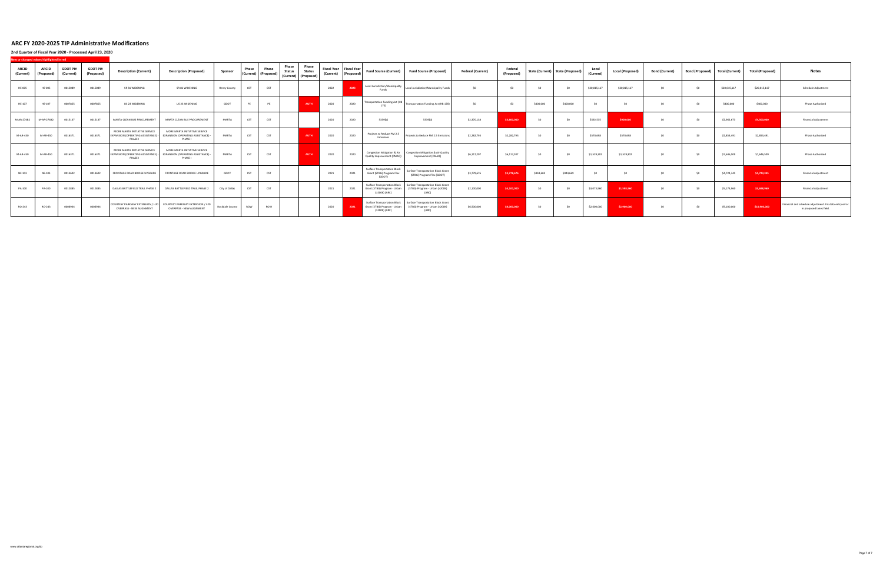# ARC FY 2020-2025 TIP Administrative Modifications

**2nd Quarter of Fiscal Year 2020 - Processed April 23, 2020**

New or changed values highlighted in red

| ARCID (Current) | ARCID (Proposed) | GDOT PI# (Current) | GDOT PI# (Proposed) | Description (Current) | Description (Proposed) | Sponsor | Phase (Current) | Phase (Proposed) | Phase Status (Current) | Phase Status (Proposed) | Fiscal Year (Current) | Fiscal Year (Proposed) | Fund Source (Current) | Fund Source (Proposed) | Federal (Current) | Federal (Proposed) | State (Current) | State (Proposed) | Local (Current) | Local (Proposed) | Bond (Current) | Bond (Proposed) | Total (Current) | Total (Proposed) | Notes |
|---|---|---|---|---|---|---|---|---|---|---|---|---|---|---|---|---|---|---|---|---|---|---|---|---|---|
| HE-005 | HE-005 | 0015089 | 0015089 | SR 81 WIDENING | SR 81 WIDENING | Henry County | CST | CST | | | 2022 | 2023 | Local Jurisdiction/Municipality Funds | Local Jurisdiction/Municipality Funds | $0 | $0 | $0 | $0 | $20,015,117 | $20,015,117 | $0 | $0 | $20,015,117 | $20,015,117 | Schedule Adjustment |
| HE-107 | HE-107 | 0007955 | 0007955 | US 23 WIDENING | US 23 WIDENING | GDOT | PE | PE | | AUTH | 2020 | 2020 | Transportation Funding Act (HB 170) | Transportation Funding Act (HB 170) | $0 | $0 | $400,000 | $400,000 | $0 | $0 | $0 | $0 | $400,000 | $400,000 | Phase Authorized |
| M-AR-274B2 | M-AR-274B2 | 0015137 | 0015137 | MARTA CLEAN BUS PROCUREMENT | MARTA CLEAN BUS PROCUREMENT | MARTA | CST | CST | | | 2020 | 2020 | 5339(b) | 5339(b) | $2,370,138 | $3,600,000 | $0 | $0 | $592,535 | $900,000 | $0 | $0 | $2,962,673 | $4,500,000 | Financial Adjustment |
| M-AR-450 | M-AR-450 | 0016371 | 0016371 | MORE MARTA INITIATIVE SERVICE EXPANSION (OPERATING ASSISTANCE) - PHASE I | MORE MARTA INITIATIVE SERVICE EXPANSION (OPERATING ASSISTANCE) - PHASE I | MARTA | CST | CST | | AUTH | 2020 | 2020 | Projects to Reduce PM 2.5 Emissions | Projects to Reduce PM 2.5 Emissions | $2,282,793 | $2,282,793 | $0 | $0 | $570,698 | $570,698 | $0 | $0 | $2,853,491 | $2,853,491 | Phase Authorized |
| M-AR-450 | M-AR-450 | 0016371 | 0016371 | MORE MARTA INITIATIVE SERVICE EXPANSION (OPERATING ASSISTANCE) - PHASE I | MORE MARTA INITIATIVE SERVICE EXPANSION (OPERATING ASSISTANCE) - PHASE I | MARTA | CST | CST | | AUTH | 2020 | 2020 | Congestion Mitigation & Air Quality Improvement (CMAQ) | Congestion Mitigation & Air Quality Improvement (CMAQ) | $6,117,207 | $6,117,207 | $0 | $0 | $1,529,302 | $1,529,302 | $0 | $0 | $7,646,509 | $7,646,509 | Phase Authorized |
| NE-103 | NE-103 | 0013602 | 0013602 | FRONTAGE ROAD BRIDGE UPGRADE | FRONTAGE ROAD BRIDGE UPGRADE | GDOT | CST | CST | | | 2021 | 2021 | Surface Transportation Block Grant (STBG) Program Flex (GDOT) | Surface Transportation Block Grant (STBG) Program Flex (GDOT) | $3,779,676 | $3,778,676 | $944,669 | $944,669 | $0 | $0 | $0 | $0 | $4,724,345 | $4,723,345 | Financial Adjustment |
| PA-100 | PA-100 | 0012885 | 0012885 | DALLAS BATTLEFIELD TRAIL PHASE 2 | DALLAS BATTLEFIELD TRAIL PHASE 2 | City of Dallas | CST | CST | | | 2021 | 2021 | Surface Transportation Block Grant (STBG) Program - Urban (>200K) (ARC) | Surface Transportation Block Grant (STBG) Program - Urban (>200K) (ARC) | $2,100,000 | $4,103,000 | $0 | $0 | $3,073,960 | $1,596,960 | $0 | $0 | $5,173,960 | $5,699,960 | Financial Adjustment |
| RO-243 | RO-243 | 0006934 | 0006934 | COURTESY PARKWAY EXTENSION / I-20 OVERPASS - NEW ALIGNMENT | COURTESY PARKWAY EXTENSION / I-20 OVERPASS - NEW ALIGNMENT | Rockdale County | ROW | ROW | | | 2020 | 2021 | Surface Transportation Block Grant (STBG) Program - Urban (>200K) (ARC) | Surface Transportation Block Grant (STBG) Program - Urban (>200K) (ARC) | $6,500,000 | $8,000,000 | $0 | $0 | $2,600,000 | $2,900,000 | $0 | $0 | $9,100,000 | $10,900,000 | Financial and schedule adjustment. Fix data entry error in proposed Lanes field. |

www.atlantaregional.org/tip